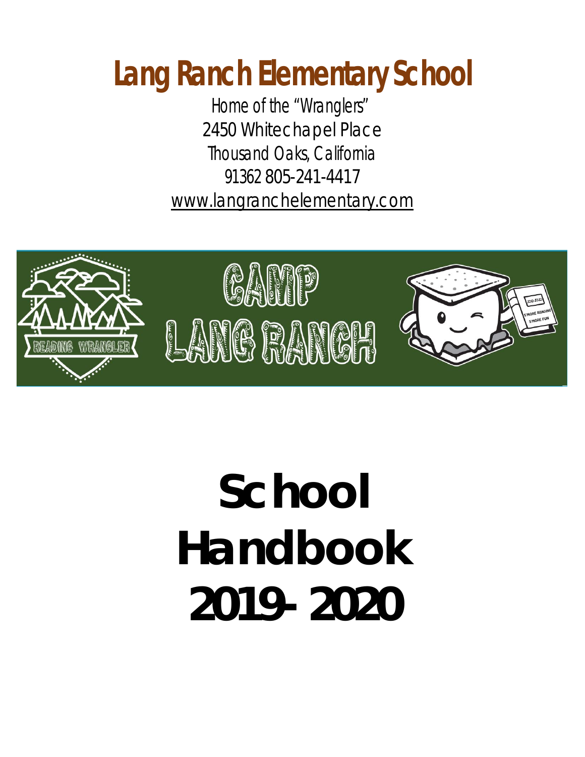# Lang Ranch Elementary School

Home of the "Wranglers"
2450 Whitechapel Place
Thousand Oaks, California
91362 805-241-4417
www.langranchelementary.com

READING WRANGLER

CAMP LANG RANCH

# School Handbook 2019-2020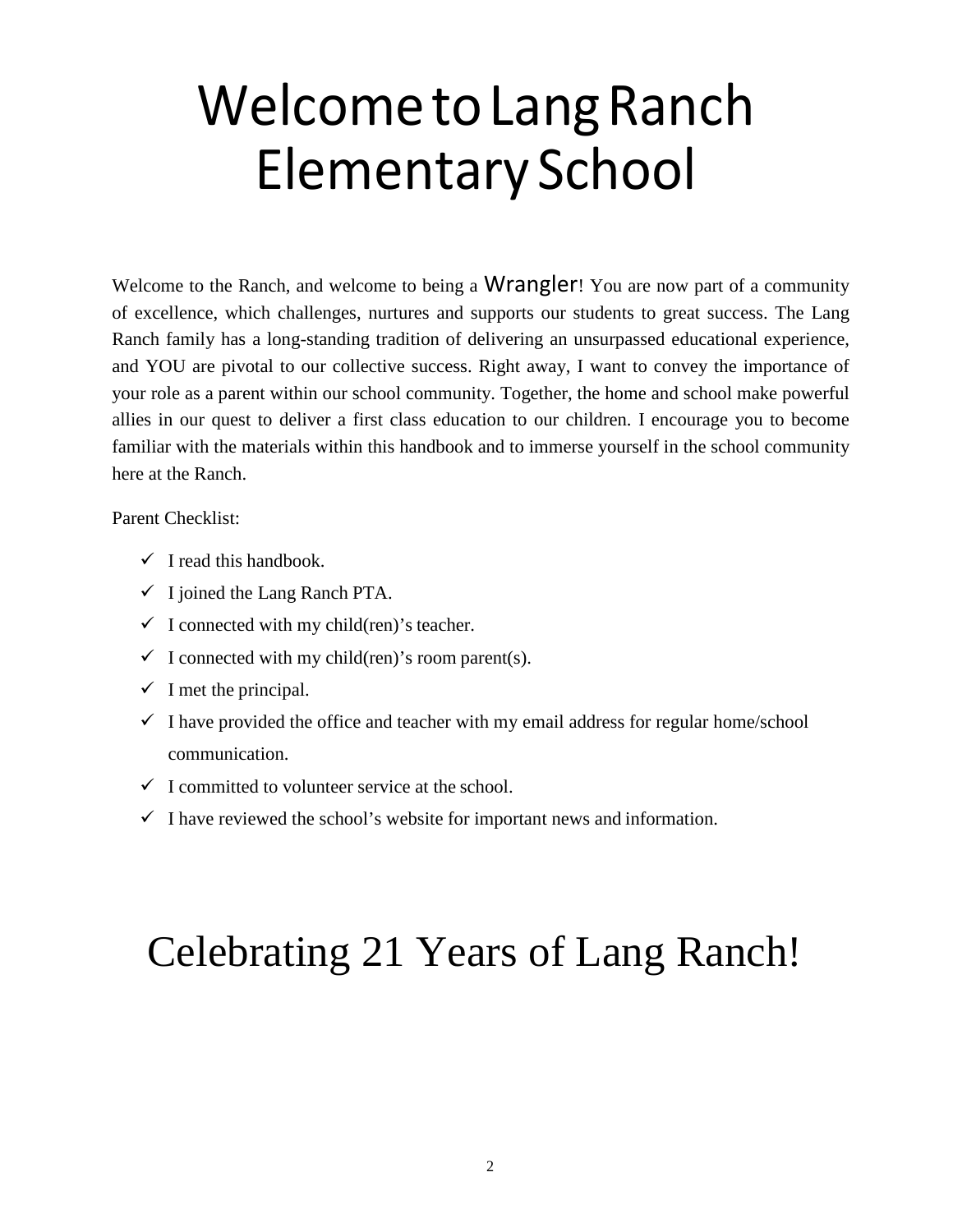# Welcome to Lang Ranch Elementary School

Welcome to the Ranch, and welcome to being a Wrangler! You are now part of a community of excellence, which challenges, nurtures and supports our students to great success. The Lang Ranch family has a long-standing tradition of delivering an unsurpassed educational experience, and YOU are pivotal to our collective success. Right away, I want to convey the importance of your role as a parent within our school community. Together, the home and school make powerful allies in our quest to deliver a first class education to our children. I encourage you to become familiar with the materials within this handbook and to immerse yourself in the school community here at the Ranch.

Parent Checklist:

- ✓ I read this handbook.
- ✓ I joined the Lang Ranch PTA.
- ✓ I connected with my child(ren)'s teacher.
- ✓ I connected with my child(ren)'s room parent(s).
- ✓ I met the principal.
- ✓ I have provided the office and teacher with my email address for regular home/school communication.
- ✓ I committed to volunteer service at the school.
- ✓ I have reviewed the school's website for important news and information.

# Celebrating 21 Years of Lang Ranch!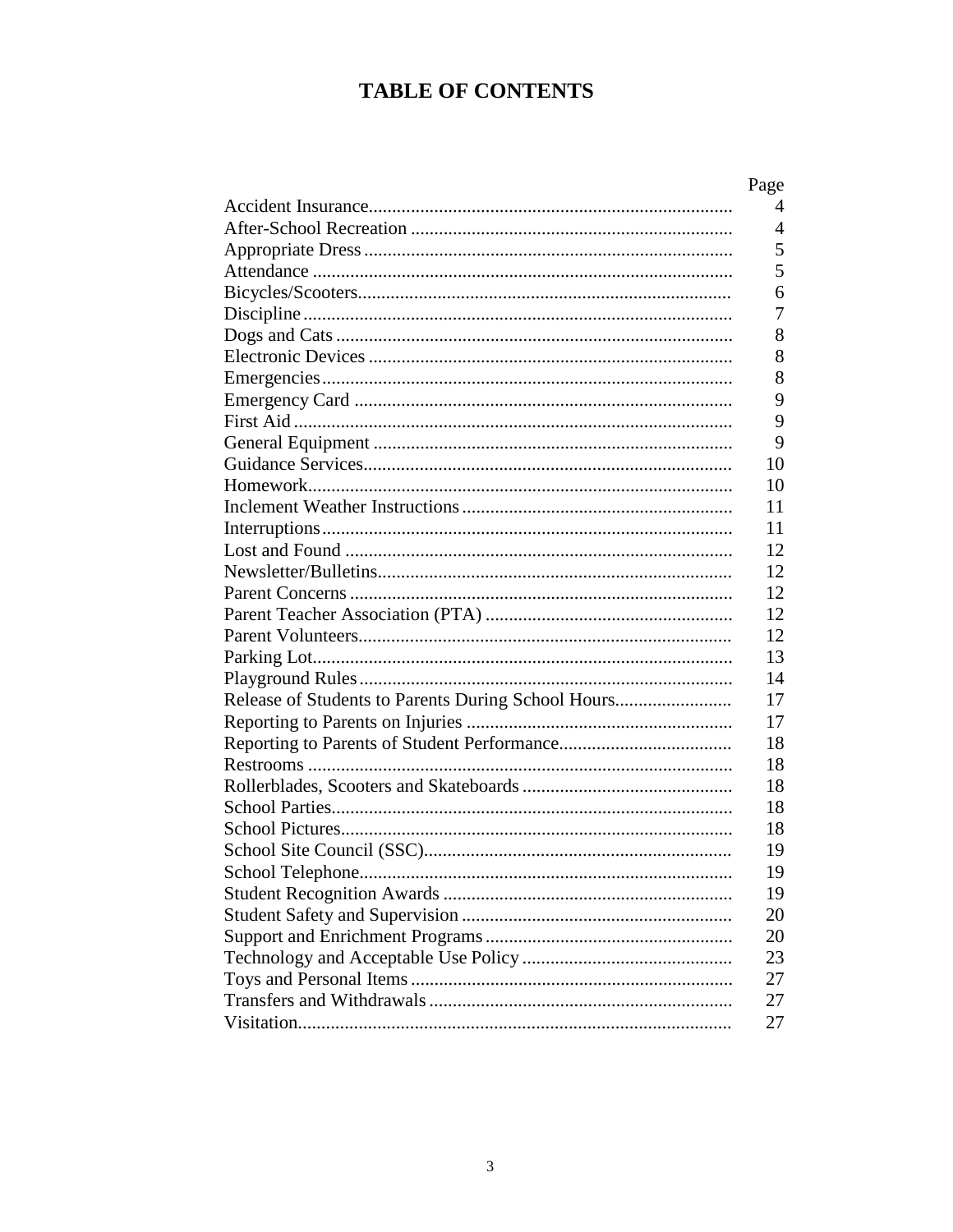# TABLE OF CONTENTS

| | Page |
|---|---|
| Accident Insurance | 4 |
| After-School Recreation | 4 |
| Appropriate Dress | 5 |
| Attendance | 5 |
| Bicycles/Scooters | 6 |
| Discipline | 7 |
| Dogs and Cats | 8 |
| Electronic Devices | 8 |
| Emergencies | 8 |
| Emergency Card | 9 |
| First Aid | 9 |
| General Equipment | 9 |
| Guidance Services | 10 |
| Homework | 10 |
| Inclement Weather Instructions | 11 |
| Interruptions | 11 |
| Lost and Found | 12 |
| Newsletter/Bulletins | 12 |
| Parent Concerns | 12 |
| Parent Teacher Association (PTA) | 12 |
| Parent Volunteers | 12 |
| Parking Lot | 13 |
| Playground Rules | 14 |
| Release of Students to Parents During School Hours | 17 |
| Reporting to Parents on Injuries | 17 |
| Reporting to Parents of Student Performance | 18 |
| Restrooms | 18 |
| Rollerblades, Scooters and Skateboards | 18 |
| School Parties | 18 |
| School Pictures | 18 |
| School Site Council (SSC) | 19 |
| School Telephone | 19 |
| Student Recognition Awards | 19 |
| Student Safety and Supervision | 20 |
| Support and Enrichment Programs | 20 |
| Technology and Acceptable Use Policy | 23 |
| Toys and Personal Items | 27 |
| Transfers and Withdrawals | 27 |
| Visitation | 27 |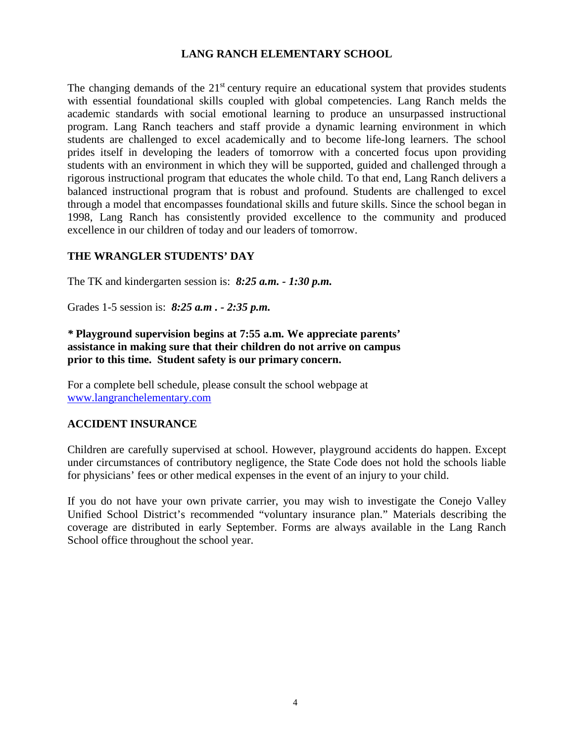# LANG RANCH ELEMENTARY SCHOOL

The changing demands of the 21st century require an educational system that provides students with essential foundational skills coupled with global competencies. Lang Ranch melds the academic standards with social emotional learning to produce an unsurpassed instructional program. Lang Ranch teachers and staff provide a dynamic learning environment in which students are challenged to excel academically and to become life-long learners. The school prides itself in developing the leaders of tomorrow with a concerted focus upon providing students with an environment in which they will be supported, guided and challenged through a rigorous instructional program that educates the whole child. To that end, Lang Ranch delivers a balanced instructional program that is robust and profound. Students are challenged to excel through a model that encompasses foundational skills and future skills. Since the school began in 1998, Lang Ranch has consistently provided excellence to the community and produced excellence in our children of today and our leaders of tomorrow.

## THE WRANGLER STUDENTS' DAY

The TK and kindergarten session is: ***8:25 a.m. - 1:30 p.m.***

Grades 1-5 session is: ***8:25 a.m . - 2:35 p.m.***

**\* Playground supervision begins at 7:55 a.m. We appreciate parents' assistance in making sure that their children do not arrive on campus prior to this time. Student safety is our primary concern.**

For a complete bell schedule, please consult the school webpage at [www.langranchelementary.com](http://www.langranchelementary.com)

## ACCIDENT INSURANCE

Children are carefully supervised at school. However, playground accidents do happen. Except under circumstances of contributory negligence, the State Code does not hold the schools liable for physicians' fees or other medical expenses in the event of an injury to your child.

If you do not have your own private carrier, you may wish to investigate the Conejo Valley Unified School District's recommended "voluntary insurance plan." Materials describing the coverage are distributed in early September. Forms are always available in the Lang Ranch School office throughout the school year.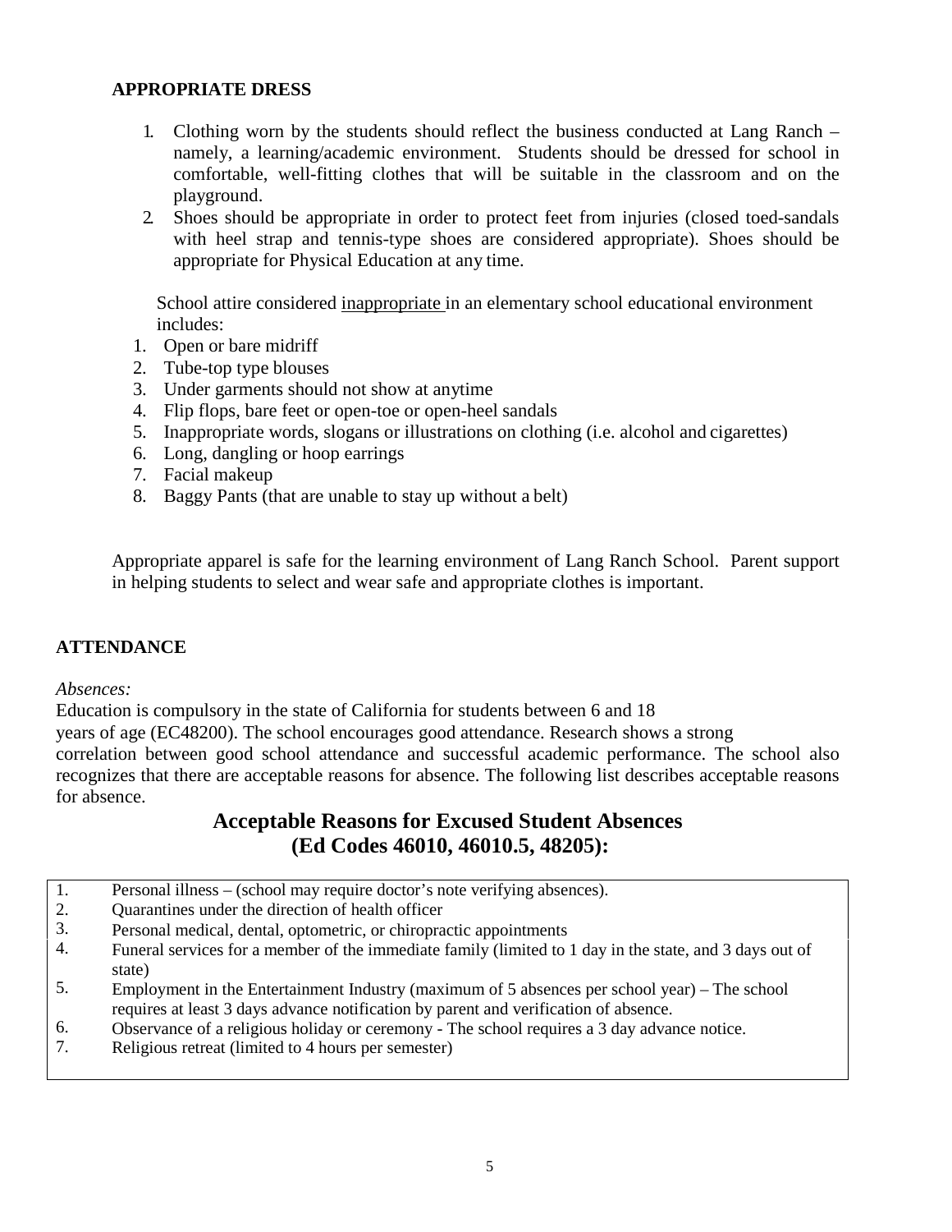## APPROPRIATE DRESS

1. Clothing worn by the students should reflect the business conducted at Lang Ranch – namely, a learning/academic environment. Students should be dressed for school in comfortable, well-fitting clothes that will be suitable in the classroom and on the playground.
2. Shoes should be appropriate in order to protect feet from injuries (closed toed-sandals with heel strap and tennis-type shoes are considered appropriate). Shoes should be appropriate for Physical Education at any time.

School attire considered <u>inappropriate</u> in an elementary school educational environment includes:

1. Open or bare midriff
2. Tube-top type blouses
3. Under garments should not show at anytime
4. Flip flops, bare feet or open-toe or open-heel sandals
5. Inappropriate words, slogans or illustrations on clothing (i.e. alcohol and cigarettes)
6. Long, dangling or hoop earrings
7. Facial makeup
8. Baggy Pants (that are unable to stay up without a belt)

Appropriate apparel is safe for the learning environment of Lang Ranch School. Parent support in helping students to select and wear safe and appropriate clothes is important.

## ATTENDANCE

*Absences:*

Education is compulsory in the state of California for students between 6 and 18 years of age (EC48200). The school encourages good attendance. Research shows a strong correlation between good school attendance and successful academic performance. The school also recognizes that there are acceptable reasons for absence. The following list describes acceptable reasons for absence.

### Acceptable Reasons for Excused Student Absences (Ed Codes 46010, 46010.5, 48205):

1. Personal illness – (school may require doctor's note verifying absences).
2. Quarantines under the direction of health officer
3. Personal medical, dental, optometric, or chiropractic appointments
4. Funeral services for a member of the immediate family (limited to 1 day in the state, and 3 days out of state)
5. Employment in the Entertainment Industry (maximum of 5 absences per school year) – The school requires at least 3 days advance notification by parent and verification of absence.
6. Observance of a religious holiday or ceremony - The school requires a 3 day advance notice.
7. Religious retreat (limited to 4 hours per semester)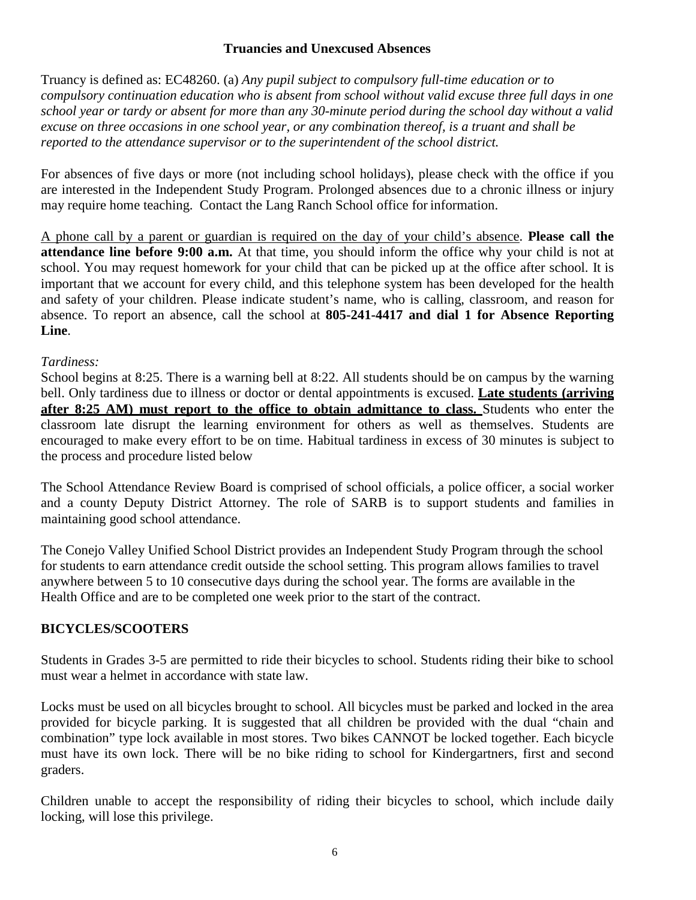## Truancies and Unexcused Absences

Truancy is defined as: EC48260. (a) *Any pupil subject to compulsory full-time education or to compulsory continuation education who is absent from school without valid excuse three full days in one school year or tardy or absent for more than any 30-minute period during the school day without a valid excuse on three occasions in one school year, or any combination thereof, is a truant and shall be reported to the attendance supervisor or to the superintendent of the school district.*

For absences of five days or more (not including school holidays), please check with the office if you are interested in the Independent Study Program. Prolonged absences due to a chronic illness or injury may require home teaching. Contact the Lang Ranch School office for information.

<u>A phone call by a parent or guardian is required on the day of your child's absence</u>. **Please call the attendance line before 9:00 a.m.** At that time, you should inform the office why your child is not at school. You may request homework for your child that can be picked up at the office after school. It is important that we account for every child, and this telephone system has been developed for the health and safety of your children. Please indicate student's name, who is calling, classroom, and reason for absence. To report an absence, call the school at **805-241-4417 and dial 1 for Absence Reporting Line**.

*Tardiness:*

School begins at 8:25. There is a warning bell at 8:22. All students should be on campus by the warning bell. Only tardiness due to illness or doctor or dental appointments is excused. **<u>Late students (arriving after 8:25 AM) must report to the office to obtain admittance to class.</u>** Students who enter the classroom late disrupt the learning environment for others as well as themselves. Students are encouraged to make every effort to be on time. Habitual tardiness in excess of 30 minutes is subject to the process and procedure listed below

The School Attendance Review Board is comprised of school officials, a police officer, a social worker and a county Deputy District Attorney. The role of SARB is to support students and families in maintaining good school attendance.

The Conejo Valley Unified School District provides an Independent Study Program through the school for students to earn attendance credit outside the school setting. This program allows families to travel anywhere between 5 to 10 consecutive days during the school year. The forms are available in the Health Office and are to be completed one week prior to the start of the contract.

## BICYCLES/SCOOTERS

Students in Grades 3-5 are permitted to ride their bicycles to school. Students riding their bike to school must wear a helmet in accordance with state law.

Locks must be used on all bicycles brought to school. All bicycles must be parked and locked in the area provided for bicycle parking. It is suggested that all children be provided with the dual "chain and combination" type lock available in most stores. Two bikes CANNOT be locked together. Each bicycle must have its own lock. There will be no bike riding to school for Kindergartners, first and second graders.

Children unable to accept the responsibility of riding their bicycles to school, which include daily locking, will lose this privilege.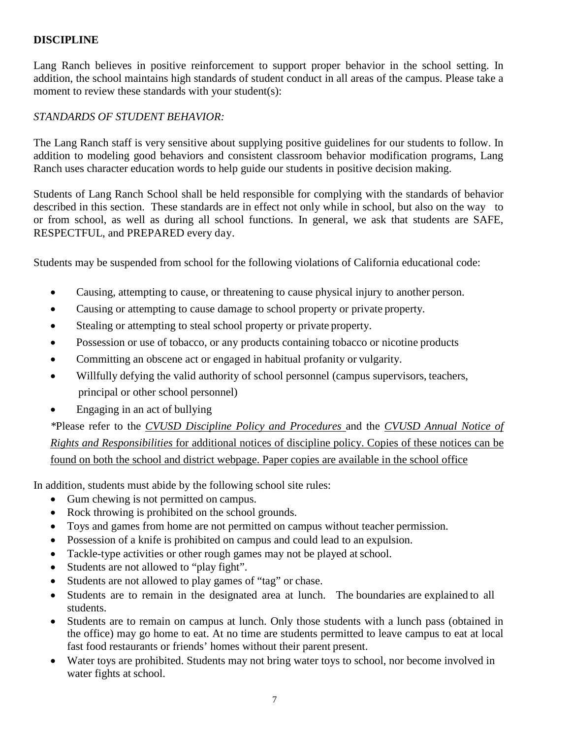**DISCIPLINE**

Lang Ranch believes in positive reinforcement to support proper behavior in the school setting. In addition, the school maintains high standards of student conduct in all areas of the campus. Please take a moment to review these standards with your student(s):

*STANDARDS OF STUDENT BEHAVIOR:*

The Lang Ranch staff is very sensitive about supplying positive guidelines for our students to follow. In addition to modeling good behaviors and consistent classroom behavior modification programs, Lang Ranch uses character education words to help guide our students in positive decision making.

Students of Lang Ranch School shall be held responsible for complying with the standards of behavior described in this section. These standards are in effect not only while in school, but also on the way to or from school, as well as during all school functions. In general, we ask that students are SAFE, RESPECTFUL, and PREPARED every day.

Students may be suspended from school for the following violations of California educational code:

- Causing, attempting to cause, or threatening to cause physical injury to another person.
- Causing or attempting to cause damage to school property or private property.
- Stealing or attempting to steal school property or private property.
- Possession or use of tobacco, or any products containing tobacco or nicotine products
- Committing an obscene act or engaged in habitual profanity or vulgarity.
- Willfully defying the valid authority of school personnel (campus supervisors, teachers, principal or other school personnel)
- Engaging in an act of bullying

*Please refer to the *CVUSD Discipline Policy and Procedures* and the *CVUSD Annual Notice of Rights and Responsibilities* for additional notices of discipline policy. Copies of these notices can be found on both the school and district webpage. Paper copies are available in the school office

In addition, students must abide by the following school site rules:

- Gum chewing is not permitted on campus.
- Rock throwing is prohibited on the school grounds.
- Toys and games from home are not permitted on campus without teacher permission.
- Possession of a knife is prohibited on campus and could lead to an expulsion.
- Tackle-type activities or other rough games may not be played at school.
- Students are not allowed to "play fight".
- Students are not allowed to play games of "tag" or chase.
- Students are to remain in the designated area at lunch. The boundaries are explained to all students.
- Students are to remain on campus at lunch. Only those students with a lunch pass (obtained in the office) may go home to eat. At no time are students permitted to leave campus to eat at local fast food restaurants or friends' homes without their parent present.
- Water toys are prohibited. Students may not bring water toys to school, nor become involved in water fights at school.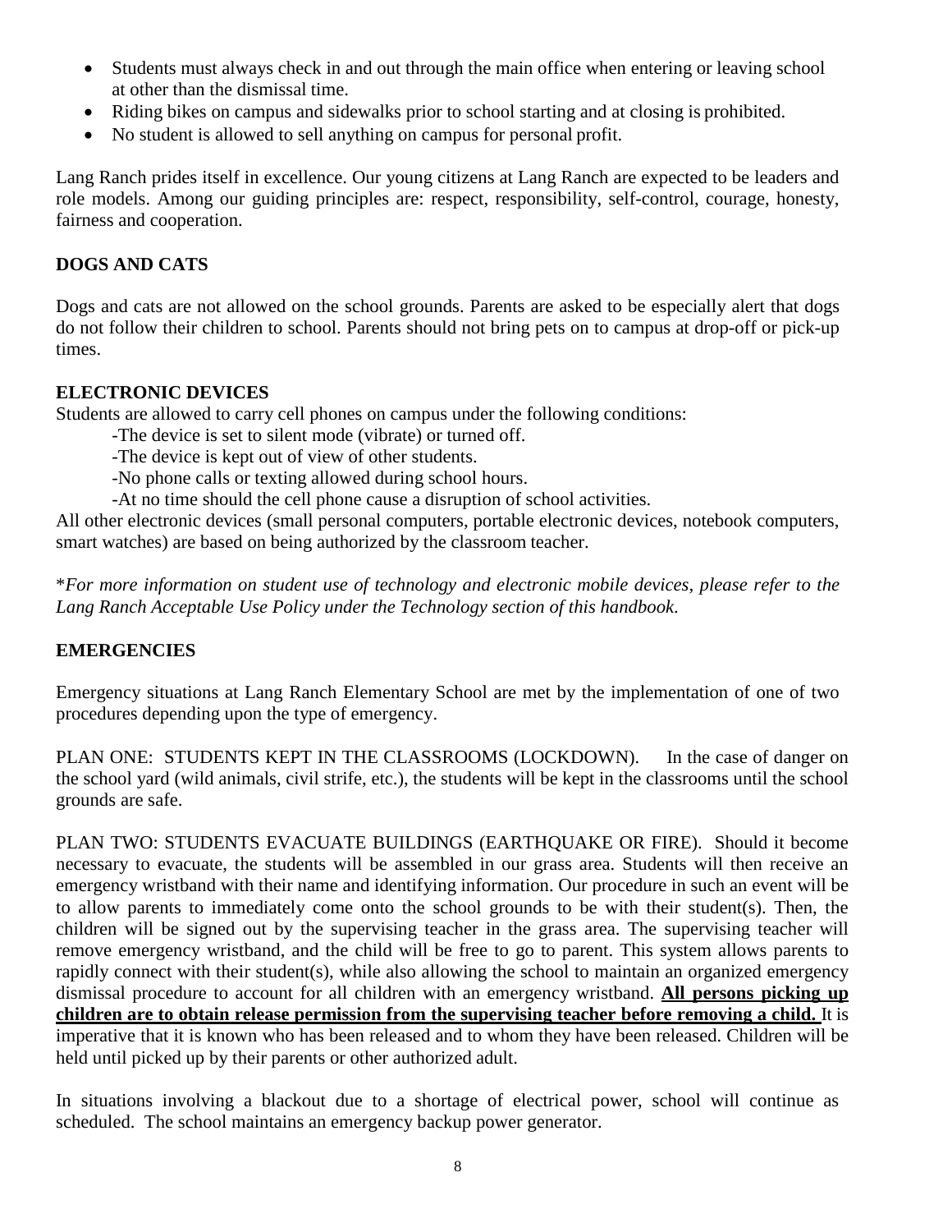- Students must always check in and out through the main office when entering or leaving school at other than the dismissal time.
- Riding bikes on campus and sidewalks prior to school starting and at closing is prohibited.
- No student is allowed to sell anything on campus for personal profit.

Lang Ranch prides itself in excellence. Our young citizens at Lang Ranch are expected to be leaders and role models. Among our guiding principles are: respect, responsibility, self-control, courage, honesty, fairness and cooperation.

## DOGS AND CATS

Dogs and cats are not allowed on the school grounds. Parents are asked to be especially alert that dogs do not follow their children to school. Parents should not bring pets on to campus at drop-off or pick-up times.

## ELECTRONIC DEVICES

Students are allowed to carry cell phones on campus under the following conditions:

-The device is set to silent mode (vibrate) or turned off.

-The device is kept out of view of other students.

-No phone calls or texting allowed during school hours.

-At no time should the cell phone cause a disruption of school activities.

All other electronic devices (small personal computers, portable electronic devices, notebook computers, smart watches) are based on being authorized by the classroom teacher.

*\*For more information on student use of technology and electronic mobile devices, please refer to the Lang Ranch Acceptable Use Policy under the Technology section of this handbook.*

## EMERGENCIES

Emergency situations at Lang Ranch Elementary School are met by the implementation of one of two procedures depending upon the type of emergency.

PLAN ONE: STUDENTS KEPT IN THE CLASSROOMS (LOCKDOWN). In the case of danger on the school yard (wild animals, civil strife, etc.), the students will be kept in the classrooms until the school grounds are safe.

PLAN TWO: STUDENTS EVACUATE BUILDINGS (EARTHQUAKE OR FIRE). Should it become necessary to evacuate, the students will be assembled in our grass area. Students will then receive an emergency wristband with their name and identifying information. Our procedure in such an event will be to allow parents to immediately come onto the school grounds to be with their student(s). Then, the children will be signed out by the supervising teacher in the grass area. The supervising teacher will remove emergency wristband, and the child will be free to go to parent. This system allows parents to rapidly connect with their student(s), while also allowing the school to maintain an organized emergency dismissal procedure to account for all children with an emergency wristband. **<u>All persons picking up children are to obtain release permission from the supervising teacher before removing a child.</u>** It is imperative that it is known who has been released and to whom they have been released. Children will be held until picked up by their parents or other authorized adult.

In situations involving a blackout due to a shortage of electrical power, school will continue as scheduled. The school maintains an emergency backup power generator.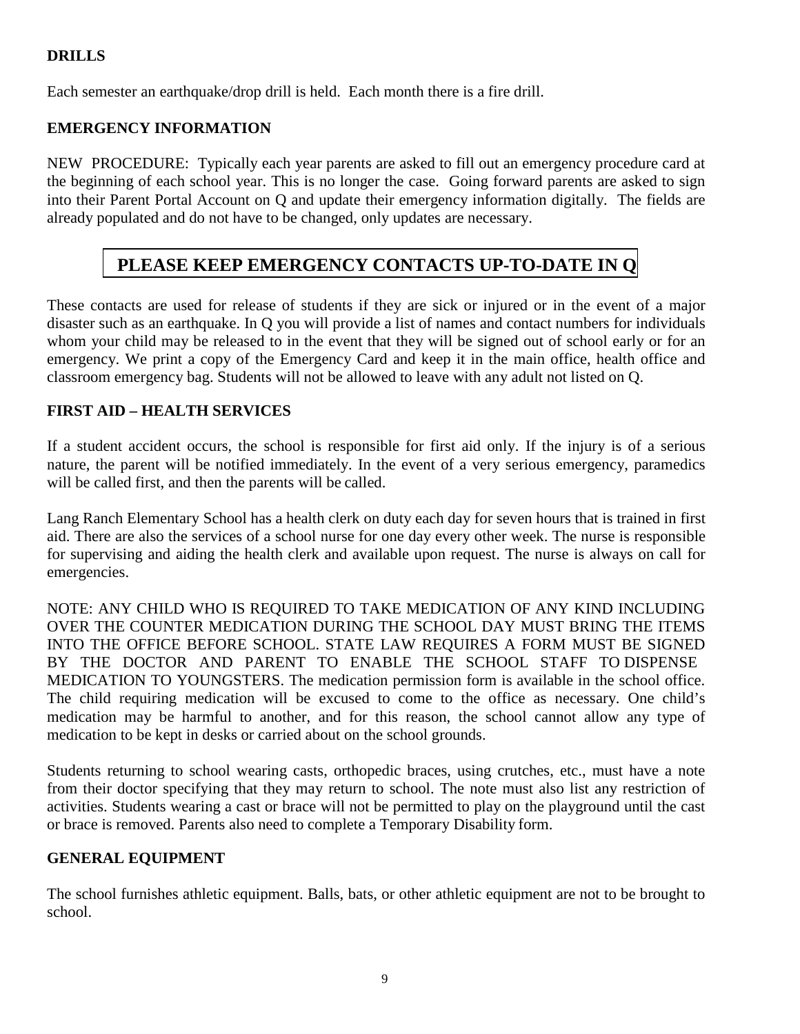## DRILLS

Each semester an earthquake/drop drill is held. Each month there is a fire drill.

## EMERGENCY INFORMATION

NEW PROCEDURE: Typically each year parents are asked to fill out an emergency procedure card at the beginning of each school year. This is no longer the case. Going forward parents are asked to sign into their Parent Portal Account on Q and update their emergency information digitally. The fields are already populated and do not have to be changed, only updates are necessary.

**PLEASE KEEP EMERGENCY CONTACTS UP-TO-DATE IN Q**

These contacts are used for release of students if they are sick or injured or in the event of a major disaster such as an earthquake. In Q you will provide a list of names and contact numbers for individuals whom your child may be released to in the event that they will be signed out of school early or for an emergency. We print a copy of the Emergency Card and keep it in the main office, health office and classroom emergency bag. Students will not be allowed to leave with any adult not listed on Q.

## FIRST AID – HEALTH SERVICES

If a student accident occurs, the school is responsible for first aid only. If the injury is of a serious nature, the parent will be notified immediately. In the event of a very serious emergency, paramedics will be called first, and then the parents will be called.

Lang Ranch Elementary School has a health clerk on duty each day for seven hours that is trained in first aid. There are also the services of a school nurse for one day every other week. The nurse is responsible for supervising and aiding the health clerk and available upon request. The nurse is always on call for emergencies.

NOTE: ANY CHILD WHO IS REQUIRED TO TAKE MEDICATION OF ANY KIND INCLUDING OVER THE COUNTER MEDICATION DURING THE SCHOOL DAY MUST BRING THE ITEMS INTO THE OFFICE BEFORE SCHOOL. STATE LAW REQUIRES A FORM MUST BE SIGNED BY THE DOCTOR AND PARENT TO ENABLE THE SCHOOL STAFF TO DISPENSE MEDICATION TO YOUNGSTERS. The medication permission form is available in the school office. The child requiring medication will be excused to come to the office as necessary. One child's medication may be harmful to another, and for this reason, the school cannot allow any type of medication to be kept in desks or carried about on the school grounds.

Students returning to school wearing casts, orthopedic braces, using crutches, etc., must have a note from their doctor specifying that they may return to school. The note must also list any restriction of activities. Students wearing a cast or brace will not be permitted to play on the playground until the cast or brace is removed. Parents also need to complete a Temporary Disability form.

## GENERAL EQUIPMENT

The school furnishes athletic equipment. Balls, bats, or other athletic equipment are not to be brought to school.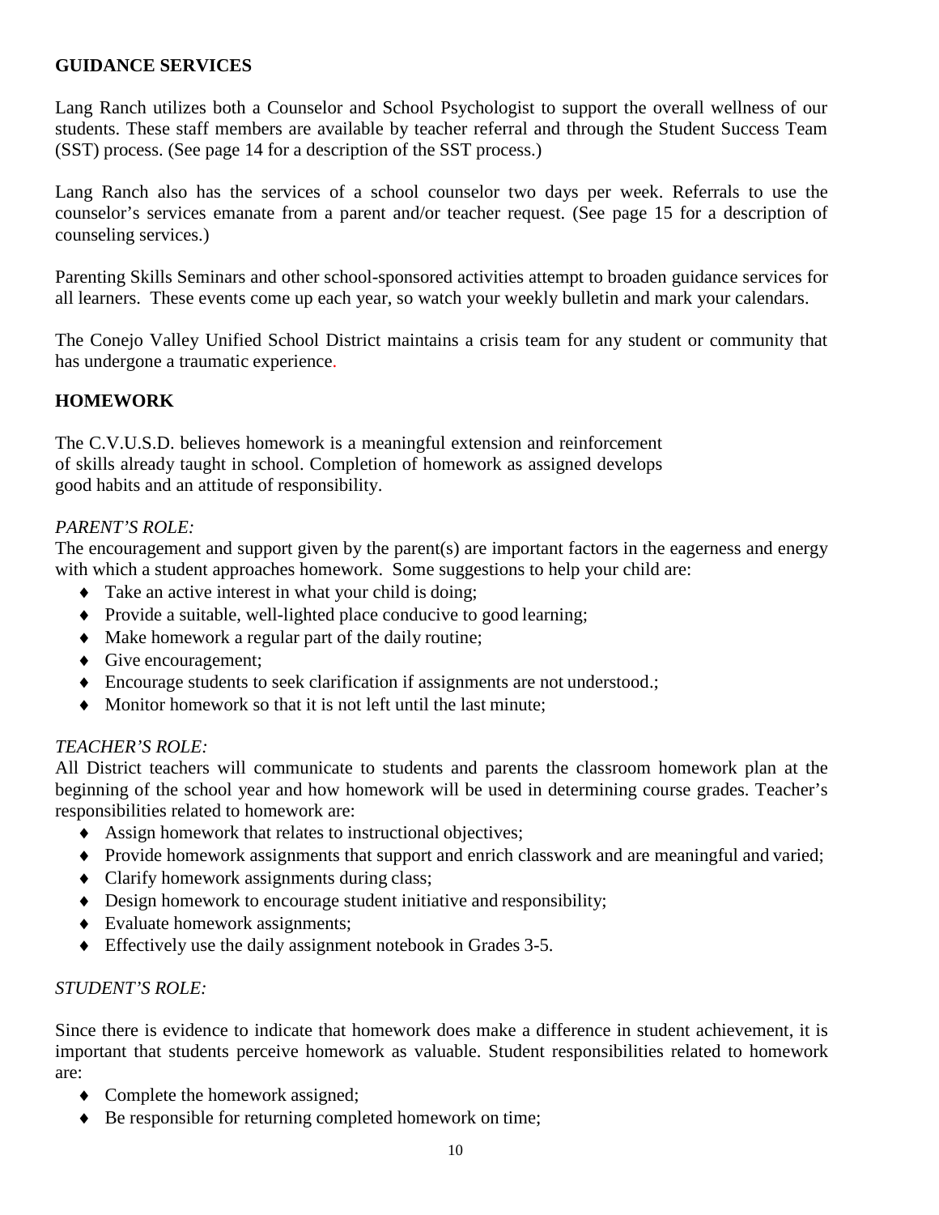## GUIDANCE SERVICES

Lang Ranch utilizes both a Counselor and School Psychologist to support the overall wellness of our students. These staff members are available by teacher referral and through the Student Success Team (SST) process. (See page 14 for a description of the SST process.)

Lang Ranch also has the services of a school counselor two days per week. Referrals to use the counselor's services emanate from a parent and/or teacher request. (See page 15 for a description of counseling services.)

Parenting Skills Seminars and other school-sponsored activities attempt to broaden guidance services for all learners. These events come up each year, so watch your weekly bulletin and mark your calendars.

The Conejo Valley Unified School District maintains a crisis team for any student or community that has undergone a traumatic experience.

## HOMEWORK

The C.V.U.S.D. believes homework is a meaningful extension and reinforcement of skills already taught in school. Completion of homework as assigned develops good habits and an attitude of responsibility.

*PARENT'S ROLE:*

The encouragement and support given by the parent(s) are important factors in the eagerness and energy with which a student approaches homework. Some suggestions to help your child are:

- Take an active interest in what your child is doing;
- Provide a suitable, well-lighted place conducive to good learning;
- Make homework a regular part of the daily routine;
- Give encouragement;
- Encourage students to seek clarification if assignments are not understood.;
- Monitor homework so that it is not left until the last minute;

*TEACHER'S ROLE:*

All District teachers will communicate to students and parents the classroom homework plan at the beginning of the school year and how homework will be used in determining course grades. Teacher's responsibilities related to homework are:

- Assign homework that relates to instructional objectives;
- Provide homework assignments that support and enrich classwork and are meaningful and varied;
- Clarify homework assignments during class;
- Design homework to encourage student initiative and responsibility;
- Evaluate homework assignments;
- Effectively use the daily assignment notebook in Grades 3-5.

*STUDENT'S ROLE:*

Since there is evidence to indicate that homework does make a difference in student achievement, it is important that students perceive homework as valuable. Student responsibilities related to homework are:

- Complete the homework assigned;
- Be responsible for returning completed homework on time;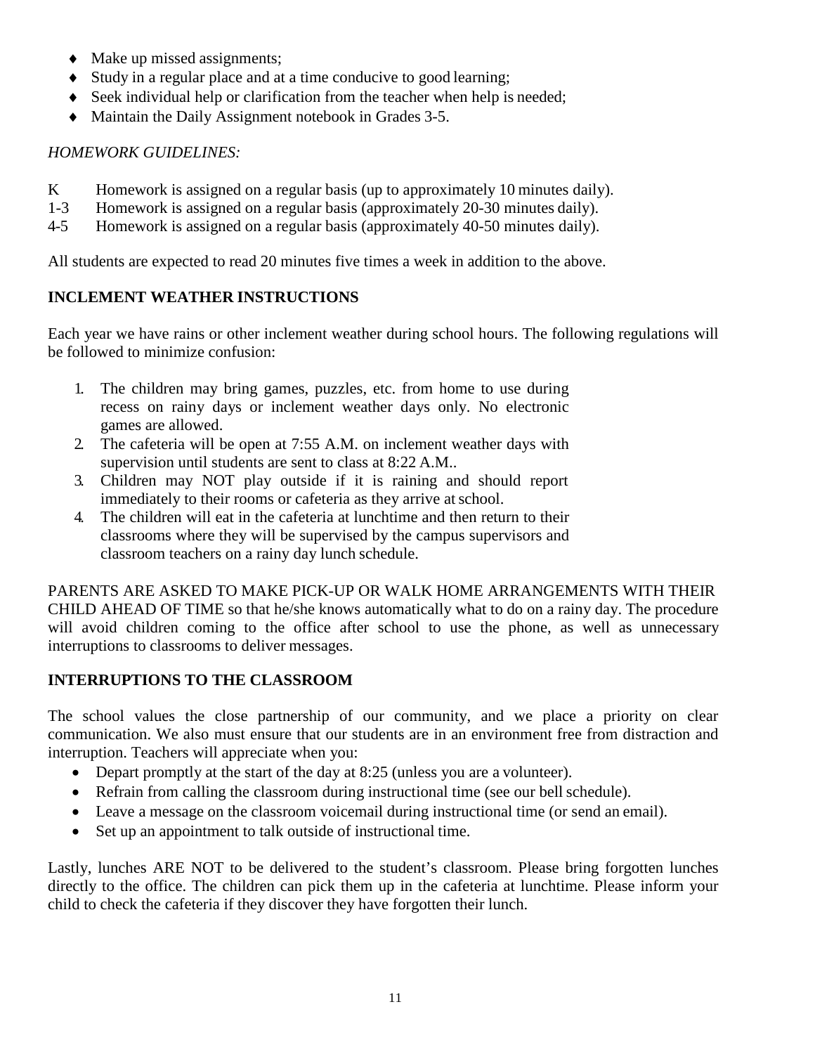- Make up missed assignments;
- Study in a regular place and at a time conducive to good learning;
- Seek individual help or clarification from the teacher when help is needed;
- Maintain the Daily Assignment notebook in Grades 3-5.

*HOMEWORK GUIDELINES:*

K Homework is assigned on a regular basis (up to approximately 10 minutes daily).
1-3 Homework is assigned on a regular basis (approximately 20-30 minutes daily).
4-5 Homework is assigned on a regular basis (approximately 40-50 minutes daily).

All students are expected to read 20 minutes five times a week in addition to the above.

## INCLEMENT WEATHER INSTRUCTIONS

Each year we have rains or other inclement weather during school hours. The following regulations will be followed to minimize confusion:

1. The children may bring games, puzzles, etc. from home to use during recess on rainy days or inclement weather days only. No electronic games are allowed.
2. The cafeteria will be open at 7:55 A.M. on inclement weather days with supervision until students are sent to class at 8:22 A.M..
3. Children may NOT play outside if it is raining and should report immediately to their rooms or cafeteria as they arrive at school.
4. The children will eat in the cafeteria at lunchtime and then return to their classrooms where they will be supervised by the campus supervisors and classroom teachers on a rainy day lunch schedule.

PARENTS ARE ASKED TO MAKE PICK-UP OR WALK HOME ARRANGEMENTS WITH THEIR CHILD AHEAD OF TIME so that he/she knows automatically what to do on a rainy day. The procedure will avoid children coming to the office after school to use the phone, as well as unnecessary interruptions to classrooms to deliver messages.

## INTERRUPTIONS TO THE CLASSROOM

The school values the close partnership of our community, and we place a priority on clear communication. We also must ensure that our students are in an environment free from distraction and interruption. Teachers will appreciate when you:

- Depart promptly at the start of the day at 8:25 (unless you are a volunteer).
- Refrain from calling the classroom during instructional time (see our bell schedule).
- Leave a message on the classroom voicemail during instructional time (or send an email).
- Set up an appointment to talk outside of instructional time.

Lastly, lunches ARE NOT to be delivered to the student's classroom. Please bring forgotten lunches directly to the office. The children can pick them up in the cafeteria at lunchtime. Please inform your child to check the cafeteria if they discover they have forgotten their lunch.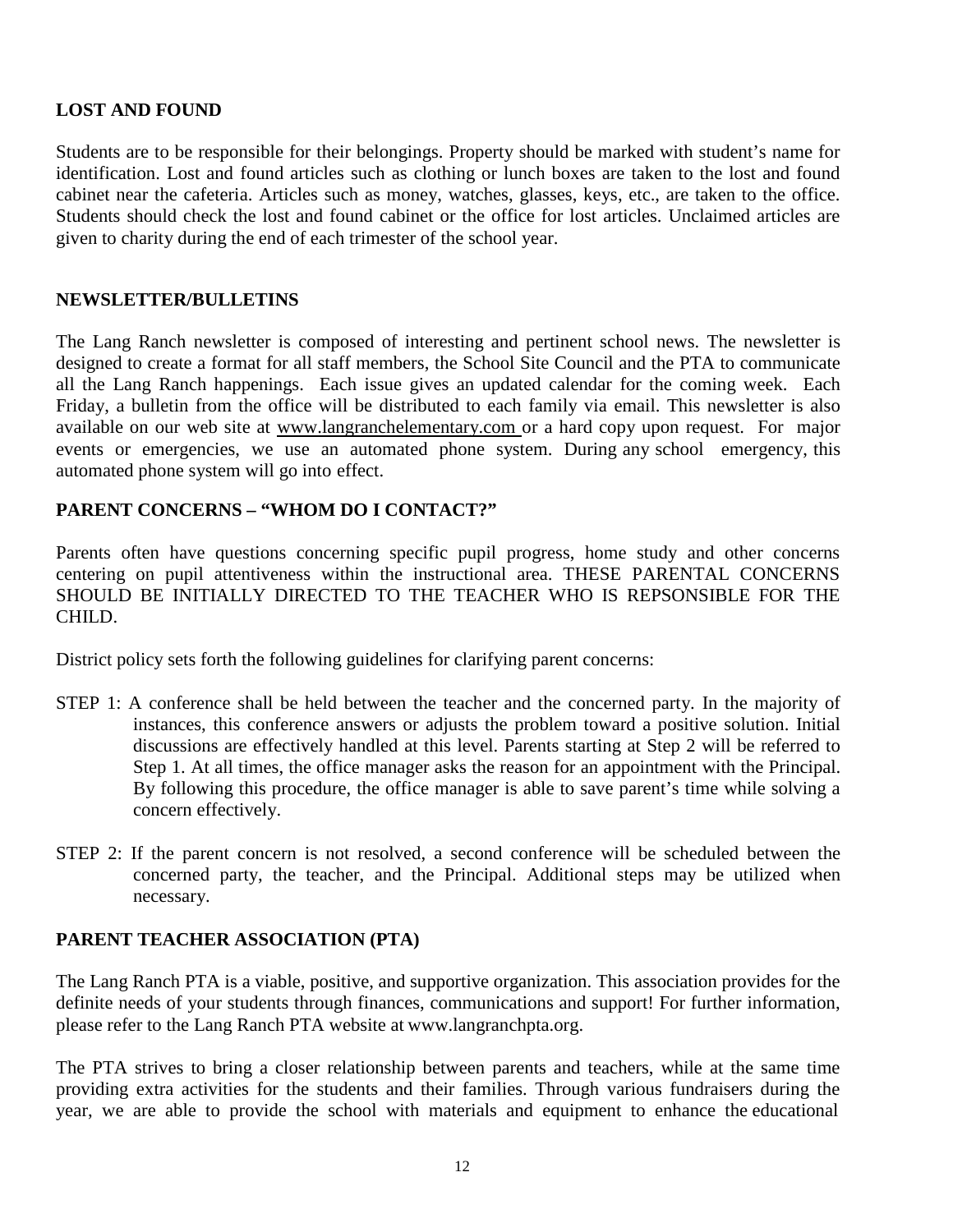## LOST AND FOUND

Students are to be responsible for their belongings. Property should be marked with student's name for identification. Lost and found articles such as clothing or lunch boxes are taken to the lost and found cabinet near the cafeteria. Articles such as money, watches, glasses, keys, etc., are taken to the office. Students should check the lost and found cabinet or the office for lost articles. Unclaimed articles are given to charity during the end of each trimester of the school year.

## NEWSLETTER/BULLETINS

The Lang Ranch newsletter is composed of interesting and pertinent school news. The newsletter is designed to create a format for all staff members, the School Site Council and the PTA to communicate all the Lang Ranch happenings. Each issue gives an updated calendar for the coming week. Each Friday, a bulletin from the office will be distributed to each family via email. This newsletter is also available on our web site at www.langranchelementary.com or a hard copy upon request. For major events or emergencies, we use an automated phone system. During any school emergency, this automated phone system will go into effect.

## PARENT CONCERNS – "WHOM DO I CONTACT?"

Parents often have questions concerning specific pupil progress, home study and other concerns centering on pupil attentiveness within the instructional area. THESE PARENTAL CONCERNS SHOULD BE INITIALLY DIRECTED TO THE TEACHER WHO IS REPSONSIBLE FOR THE CHILD.

District policy sets forth the following guidelines for clarifying parent concerns:

STEP 1: A conference shall be held between the teacher and the concerned party. In the majority of instances, this conference answers or adjusts the problem toward a positive solution. Initial discussions are effectively handled at this level. Parents starting at Step 2 will be referred to Step 1. At all times, the office manager asks the reason for an appointment with the Principal. By following this procedure, the office manager is able to save parent's time while solving a concern effectively.

STEP 2: If the parent concern is not resolved, a second conference will be scheduled between the concerned party, the teacher, and the Principal. Additional steps may be utilized when necessary.

## PARENT TEACHER ASSOCIATION (PTA)

The Lang Ranch PTA is a viable, positive, and supportive organization. This association provides for the definite needs of your students through finances, communications and support! For further information, please refer to the Lang Ranch PTA website at www.langranchpta.org.

The PTA strives to bring a closer relationship between parents and teachers, while at the same time providing extra activities for the students and their families. Through various fundraisers during the year, we are able to provide the school with materials and equipment to enhance the educational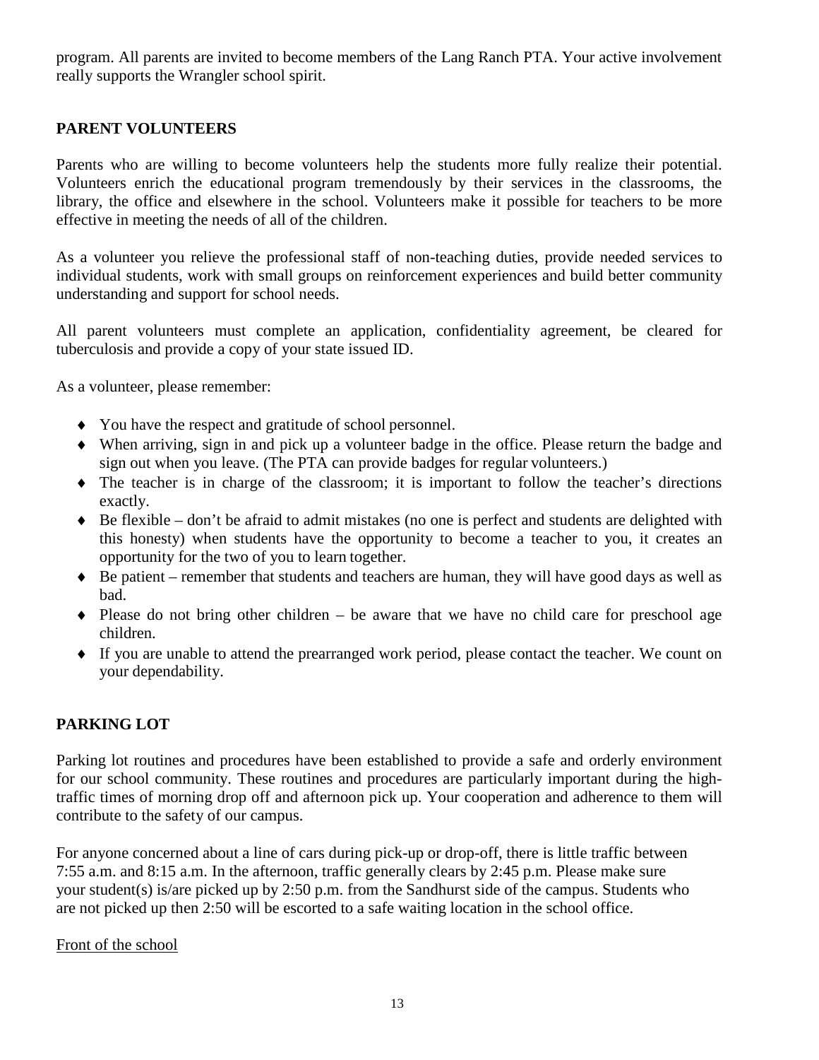program. All parents are invited to become members of the Lang Ranch PTA. Your active involvement really supports the Wrangler school spirit.

## PARENT VOLUNTEERS

Parents who are willing to become volunteers help the students more fully realize their potential. Volunteers enrich the educational program tremendously by their services in the classrooms, the library, the office and elsewhere in the school. Volunteers make it possible for teachers to be more effective in meeting the needs of all of the children.

As a volunteer you relieve the professional staff of non-teaching duties, provide needed services to individual students, work with small groups on reinforcement experiences and build better community understanding and support for school needs.

All parent volunteers must complete an application, confidentiality agreement, be cleared for tuberculosis and provide a copy of your state issued ID.

As a volunteer, please remember:

- You have the respect and gratitude of school personnel.
- When arriving, sign in and pick up a volunteer badge in the office. Please return the badge and sign out when you leave. (The PTA can provide badges for regular volunteers.)
- The teacher is in charge of the classroom; it is important to follow the teacher's directions exactly.
- Be flexible – don't be afraid to admit mistakes (no one is perfect and students are delighted with this honesty) when students have the opportunity to become a teacher to you, it creates an opportunity for the two of you to learn together.
- Be patient – remember that students and teachers are human, they will have good days as well as bad.
- Please do not bring other children – be aware that we have no child care for preschool age children.
- If you are unable to attend the prearranged work period, please contact the teacher. We count on your dependability.

## PARKING LOT

Parking lot routines and procedures have been established to provide a safe and orderly environment for our school community. These routines and procedures are particularly important during the high-traffic times of morning drop off and afternoon pick up. Your cooperation and adherence to them will contribute to the safety of our campus.

For anyone concerned about a line of cars during pick-up or drop-off, there is little traffic between 7:55 a.m. and 8:15 a.m. In the afternoon, traffic generally clears by 2:45 p.m. Please make sure your student(s) is/are picked up by 2:50 p.m. from the Sandhurst side of the campus. Students who are not picked up then 2:50 will be escorted to a safe waiting location in the school office.

<u>Front of the school</u>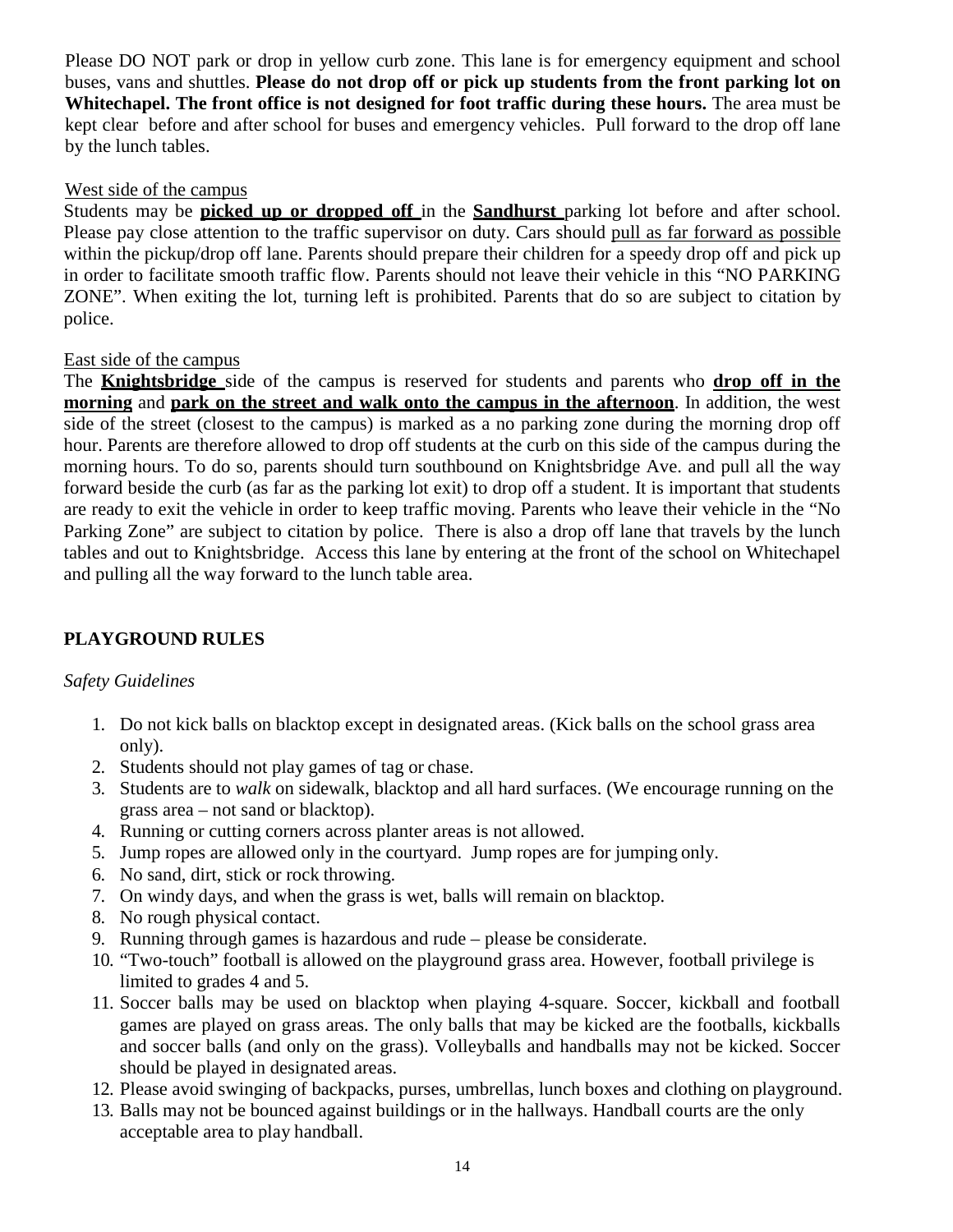Please DO NOT park or drop in yellow curb zone. This lane is for emergency equipment and school buses, vans and shuttles. **Please do not drop off or pick up students from the front parking lot on Whitechapel. The front office is not designed for foot traffic during these hours.** The area must be kept clear before and after school for buses and emergency vehicles. Pull forward to the drop off lane by the lunch tables.

West side of the campus

Students may be **picked up or dropped off** in the **Sandhurst** parking lot before and after school. Please pay close attention to the traffic supervisor on duty. Cars should pull as far forward as possible within the pickup/drop off lane. Parents should prepare their children for a speedy drop off and pick up in order to facilitate smooth traffic flow. Parents should not leave their vehicle in this "NO PARKING ZONE". When exiting the lot, turning left is prohibited. Parents that do so are subject to citation by police.

East side of the campus

The **Knightsbridge** side of the campus is reserved for students and parents who **drop off in the morning** and **park on the street and walk onto the campus in the afternoon**. In addition, the west side of the street (closest to the campus) is marked as a no parking zone during the morning drop off hour. Parents are therefore allowed to drop off students at the curb on this side of the campus during the morning hours. To do so, parents should turn southbound on Knightsbridge Ave. and pull all the way forward beside the curb (as far as the parking lot exit) to drop off a student. It is important that students are ready to exit the vehicle in order to keep traffic moving. Parents who leave their vehicle in the "No Parking Zone" are subject to citation by police. There is also a drop off lane that travels by the lunch tables and out to Knightsbridge. Access this lane by entering at the front of the school on Whitechapel and pulling all the way forward to the lunch table area.

## PLAYGROUND RULES

*Safety Guidelines*

1. Do not kick balls on blacktop except in designated areas. (Kick balls on the school grass area only).
2. Students should not play games of tag or chase.
3. Students are to *walk* on sidewalk, blacktop and all hard surfaces. (We encourage running on the grass area – not sand or blacktop).
4. Running or cutting corners across planter areas is not allowed.
5. Jump ropes are allowed only in the courtyard. Jump ropes are for jumping only.
6. No sand, dirt, stick or rock throwing.
7. On windy days, and when the grass is wet, balls will remain on blacktop.
8. No rough physical contact.
9. Running through games is hazardous and rude – please be considerate.
10. "Two-touch" football is allowed on the playground grass area. However, football privilege is limited to grades 4 and 5.
11. Soccer balls may be used on blacktop when playing 4-square. Soccer, kickball and football games are played on grass areas. The only balls that may be kicked are the footballs, kickballs and soccer balls (and only on the grass). Volleyballs and handballs may not be kicked. Soccer should be played in designated areas.
12. Please avoid swinging of backpacks, purses, umbrellas, lunch boxes and clothing on playground.
13. Balls may not be bounced against buildings or in the hallways. Handball courts are the only acceptable area to play handball.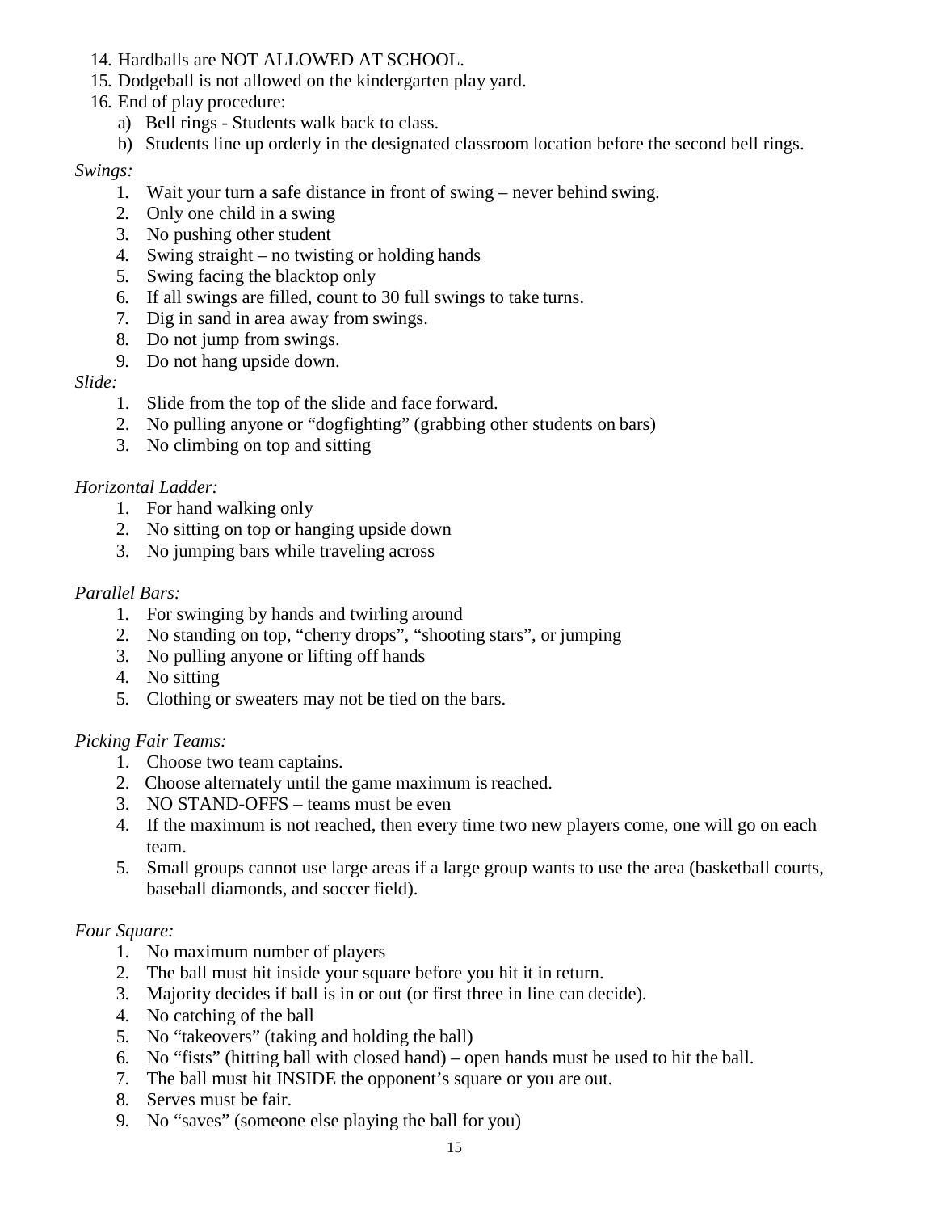14. Hardballs are NOT ALLOWED AT SCHOOL.
15. Dodgeball is not allowed on the kindergarten play yard.
16. End of play procedure:
    a) Bell rings - Students walk back to class.
    b) Students line up orderly in the designated classroom location before the second bell rings.

*Swings:*

1. Wait your turn a safe distance in front of swing – never behind swing.
2. Only one child in a swing
3. No pushing other student
4. Swing straight – no twisting or holding hands
5. Swing facing the blacktop only
6. If all swings are filled, count to 30 full swings to take turns.
7. Dig in sand in area away from swings.
8. Do not jump from swings.
9. Do not hang upside down.

*Slide:*

1. Slide from the top of the slide and face forward.
2. No pulling anyone or "dogfighting" (grabbing other students on bars)
3. No climbing on top and sitting

*Horizontal Ladder:*

1. For hand walking only
2. No sitting on top or hanging upside down
3. No jumping bars while traveling across

*Parallel Bars:*

1. For swinging by hands and twirling around
2. No standing on top, "cherry drops", "shooting stars", or jumping
3. No pulling anyone or lifting off hands
4. No sitting
5. Clothing or sweaters may not be tied on the bars.

*Picking Fair Teams:*

1. Choose two team captains.
2. Choose alternately until the game maximum is reached.
3. NO STAND-OFFS – teams must be even
4. If the maximum is not reached, then every time two new players come, one will go on each team.
5. Small groups cannot use large areas if a large group wants to use the area (basketball courts, baseball diamonds, and soccer field).

*Four Square:*

1. No maximum number of players
2. The ball must hit inside your square before you hit it in return.
3. Majority decides if ball is in or out (or first three in line can decide).
4. No catching of the ball
5. No "takeovers" (taking and holding the ball)
6. No "fists" (hitting ball with closed hand) – open hands must be used to hit the ball.
7. The ball must hit INSIDE the opponent's square or you are out.
8. Serves must be fair.
9. No "saves" (someone else playing the ball for you)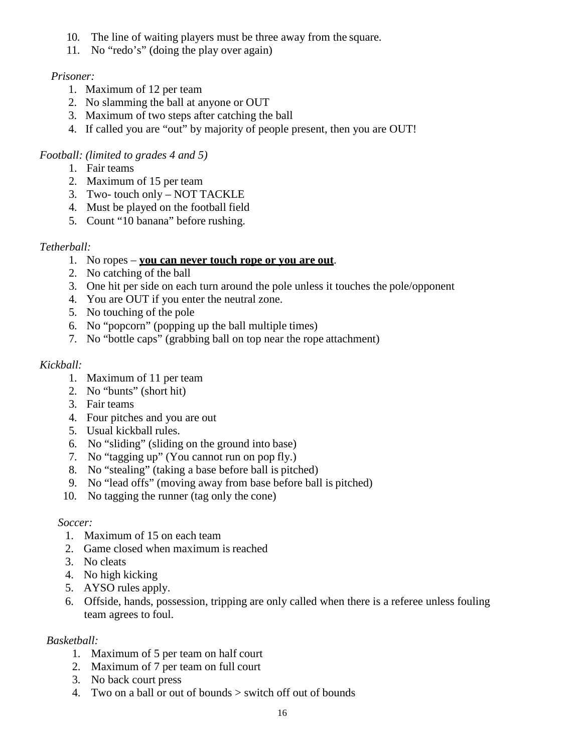10. The line of waiting players must be three away from the square.
11. No "redo's" (doing the play over again)

*Prisoner:*

1. Maximum of 12 per team
2. No slamming the ball at anyone or OUT
3. Maximum of two steps after catching the ball
4. If called you are "out" by majority of people present, then you are OUT!

*Football: (limited to grades 4 and 5)*

1. Fair teams
2. Maximum of 15 per team
3. Two- touch only – NOT TACKLE
4. Must be played on the football field
5. Count "10 banana" before rushing.

*Tetherball:*

1. No ropes – **<u>you can never touch rope or you are out</u>**.
2. No catching of the ball
3. One hit per side on each turn around the pole unless it touches the pole/opponent
4. You are OUT if you enter the neutral zone.
5. No touching of the pole
6. No "popcorn" (popping up the ball multiple times)
7. No "bottle caps" (grabbing ball on top near the rope attachment)

*Kickball:*

1. Maximum of 11 per team
2. No "bunts" (short hit)
3. Fair teams
4. Four pitches and you are out
5. Usual kickball rules.
6. No "sliding" (sliding on the ground into base)
7. No "tagging up" (You cannot run on pop fly.)
8. No "stealing" (taking a base before ball is pitched)
9. No "lead offs" (moving away from base before ball is pitched)
10. No tagging the runner (tag only the cone)

*Soccer:*

1. Maximum of 15 on each team
2. Game closed when maximum is reached
3. No cleats
4. No high kicking
5. AYSO rules apply.
6. Offside, hands, possession, tripping are only called when there is a referee unless fouling team agrees to foul.

*Basketball:*

1. Maximum of 5 per team on half court
2. Maximum of 7 per team on full court
3. No back court press
4. Two on a ball or out of bounds > switch off out of bounds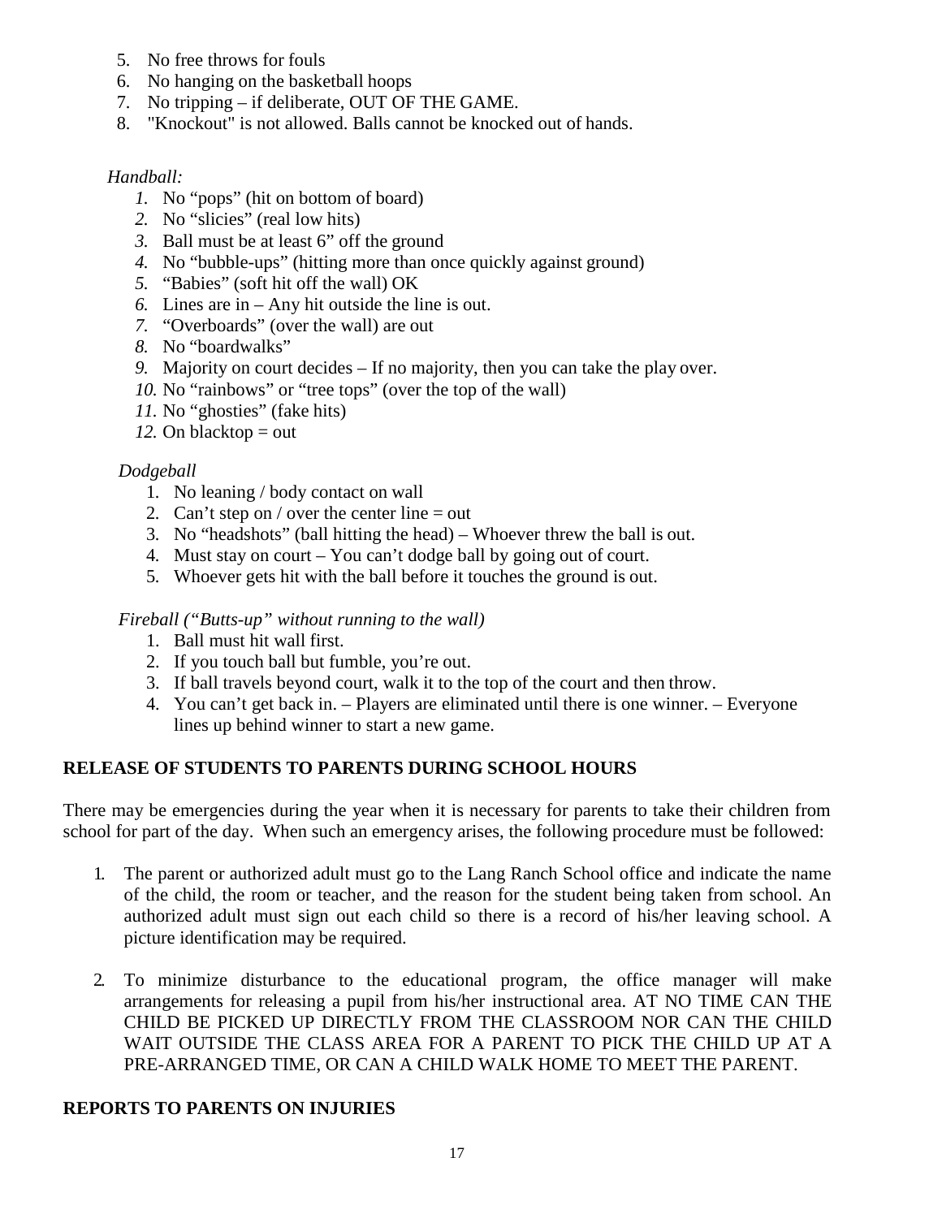5. No free throws for fouls
6. No hanging on the basketball hoops
7. No tripping – if deliberate, OUT OF THE GAME.
8. "Knockout" is not allowed. Balls cannot be knocked out of hands.

*Handball:*

1. No "pops" (hit on bottom of board)
2. No "slicies" (real low hits)
3. Ball must be at least 6" off the ground
4. No "bubble-ups" (hitting more than once quickly against ground)
5. "Babies" (soft hit off the wall) OK
6. Lines are in – Any hit outside the line is out.
7. "Overboards" (over the wall) are out
8. No "boardwalks"
9. Majority on court decides – If no majority, then you can take the play over.
10. No "rainbows" or "tree tops" (over the top of the wall)
11. No "ghosties" (fake hits)
12. On blacktop = out

*Dodgeball*

1. No leaning / body contact on wall
2. Can't step on / over the center line = out
3. No "headshots" (ball hitting the head) – Whoever threw the ball is out.
4. Must stay on court – You can't dodge ball by going out of court.
5. Whoever gets hit with the ball before it touches the ground is out.

*Fireball ("Butts-up" without running to the wall)*

1. Ball must hit wall first.
2. If you touch ball but fumble, you're out.
3. If ball travels beyond court, walk it to the top of the court and then throw.
4. You can't get back in. – Players are eliminated until there is one winner. – Everyone lines up behind winner to start a new game.

## RELEASE OF STUDENTS TO PARENTS DURING SCHOOL HOURS

There may be emergencies during the year when it is necessary for parents to take their children from school for part of the day. When such an emergency arises, the following procedure must be followed:

1. The parent or authorized adult must go to the Lang Ranch School office and indicate the name of the child, the room or teacher, and the reason for the student being taken from school. An authorized adult must sign out each child so there is a record of his/her leaving school. A picture identification may be required.

2. To minimize disturbance to the educational program, the office manager will make arrangements for releasing a pupil from his/her instructional area. AT NO TIME CAN THE CHILD BE PICKED UP DIRECTLY FROM THE CLASSROOM NOR CAN THE CHILD WAIT OUTSIDE THE CLASS AREA FOR A PARENT TO PICK THE CHILD UP AT A PRE-ARRANGED TIME, OR CAN A CHILD WALK HOME TO MEET THE PARENT.

## REPORTS TO PARENTS ON INJURIES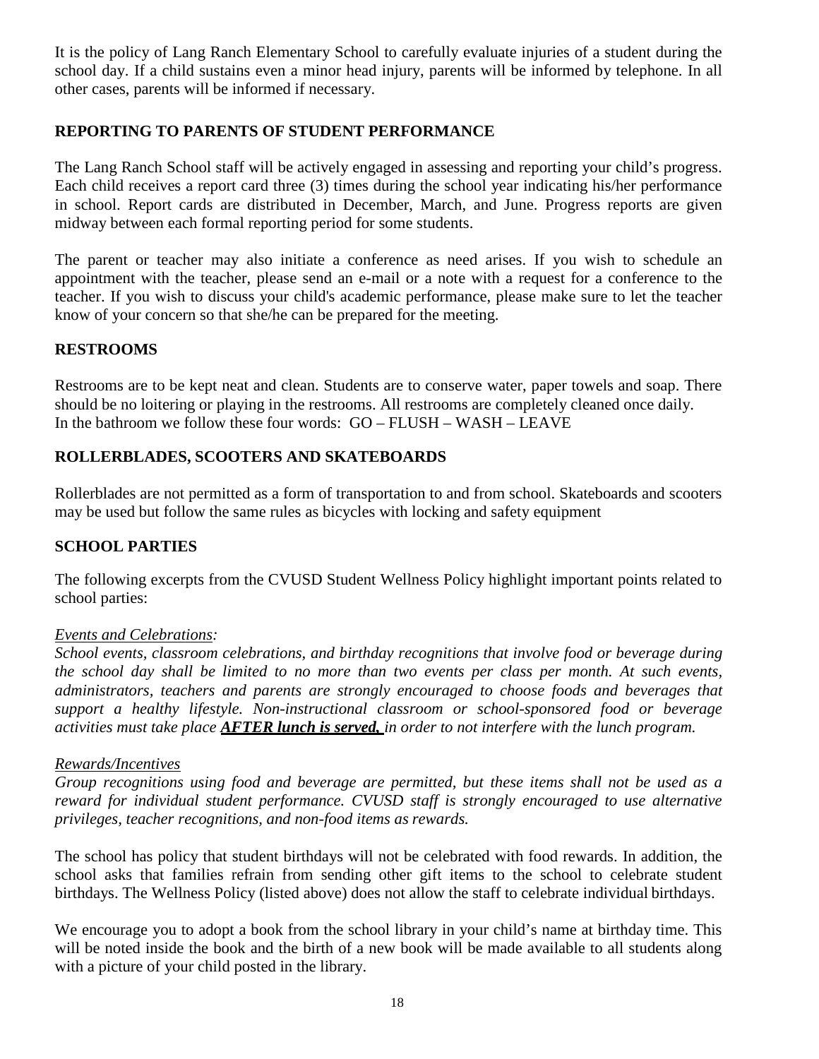It is the policy of Lang Ranch Elementary School to carefully evaluate injuries of a student during the school day. If a child sustains even a minor head injury, parents will be informed by telephone. In all other cases, parents will be informed if necessary.

## REPORTING TO PARENTS OF STUDENT PERFORMANCE

The Lang Ranch School staff will be actively engaged in assessing and reporting your child's progress. Each child receives a report card three (3) times during the school year indicating his/her performance in school. Report cards are distributed in December, March, and June. Progress reports are given midway between each formal reporting period for some students.

The parent or teacher may also initiate a conference as need arises. If you wish to schedule an appointment with the teacher, please send an e-mail or a note with a request for a conference to the teacher. If you wish to discuss your child's academic performance, please make sure to let the teacher know of your concern so that she/he can be prepared for the meeting.

## RESTROOMS

Restrooms are to be kept neat and clean. Students are to conserve water, paper towels and soap. There should be no loitering or playing in the restrooms. All restrooms are completely cleaned once daily.
In the bathroom we follow these four words: GO – FLUSH – WASH – LEAVE

## ROLLERBLADES, SCOOTERS AND SKATEBOARDS

Rollerblades are not permitted as a form of transportation to and from school. Skateboards and scooters may be used but follow the same rules as bicycles with locking and safety equipment

## SCHOOL PARTIES

The following excerpts from the CVUSD Student Wellness Policy highlight important points related to school parties:

*Events and Celebrations:*
*School events, classroom celebrations, and birthday recognitions that involve food or beverage during the school day shall be limited to no more than two events per class per month. At such events, administrators, teachers and parents are strongly encouraged to choose foods and beverages that support a healthy lifestyle. Non-instructional classroom or school-sponsored food or beverage activities must take place* ***AFTER lunch is served,*** *in order to not interfere with the lunch program.*

*Rewards/Incentives*
*Group recognitions using food and beverage are permitted, but these items shall not be used as a reward for individual student performance. CVUSD staff is strongly encouraged to use alternative privileges, teacher recognitions, and non-food items as rewards.*

The school has policy that student birthdays will not be celebrated with food rewards. In addition, the school asks that families refrain from sending other gift items to the school to celebrate student birthdays. The Wellness Policy (listed above) does not allow the staff to celebrate individual birthdays.

We encourage you to adopt a book from the school library in your child's name at birthday time. This will be noted inside the book and the birth of a new book will be made available to all students along with a picture of your child posted in the library.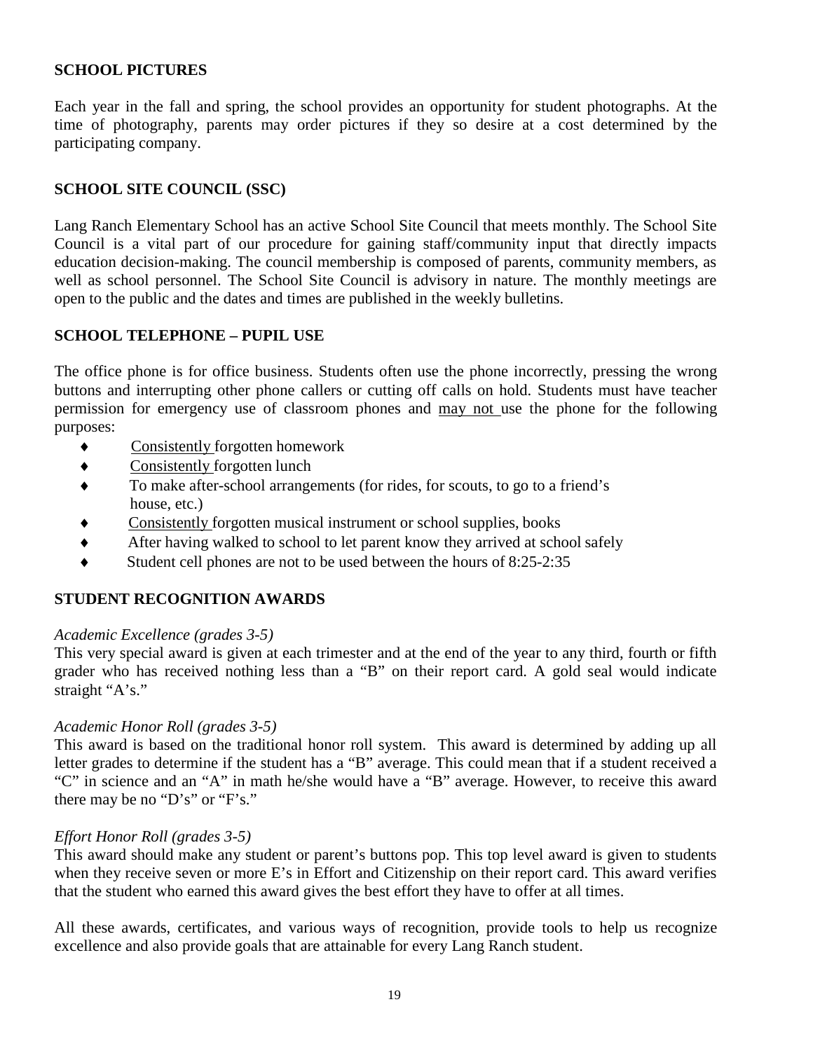## SCHOOL PICTURES

Each year in the fall and spring, the school provides an opportunity for student photographs. At the time of photography, parents may order pictures if they so desire at a cost determined by the participating company.

## SCHOOL SITE COUNCIL (SSC)

Lang Ranch Elementary School has an active School Site Council that meets monthly. The School Site Council is a vital part of our procedure for gaining staff/community input that directly impacts education decision-making. The council membership is composed of parents, community members, as well as school personnel. The School Site Council is advisory in nature. The monthly meetings are open to the public and the dates and times are published in the weekly bulletins.

## SCHOOL TELEPHONE – PUPIL USE

The office phone is for office business. Students often use the phone incorrectly, pressing the wrong buttons and interrupting other phone callers or cutting off calls on hold. Students must have teacher permission for emergency use of classroom phones and <u>may not</u> use the phone for the following purposes:

- <u>Consistently</u> forgotten homework
- <u>Consistently</u> forgotten lunch
- To make after-school arrangements (for rides, for scouts, to go to a friend's house, etc.)
- <u>Consistently</u> forgotten musical instrument or school supplies, books
- After having walked to school to let parent know they arrived at school safely
- Student cell phones are not to be used between the hours of 8:25-2:35

## STUDENT RECOGNITION AWARDS

*Academic Excellence (grades 3-5)*
This very special award is given at each trimester and at the end of the year to any third, fourth or fifth grader who has received nothing less than a "B" on their report card. A gold seal would indicate straight "A's."

*Academic Honor Roll (grades 3-5)*
This award is based on the traditional honor roll system. This award is determined by adding up all letter grades to determine if the student has a "B" average. This could mean that if a student received a "C" in science and an "A" in math he/she would have a "B" average. However, to receive this award there may be no "D's" or "F's."

*Effort Honor Roll (grades 3-5)*
This award should make any student or parent's buttons pop. This top level award is given to students when they receive seven or more E's in Effort and Citizenship on their report card. This award verifies that the student who earned this award gives the best effort they have to offer at all times.

All these awards, certificates, and various ways of recognition, provide tools to help us recognize excellence and also provide goals that are attainable for every Lang Ranch student.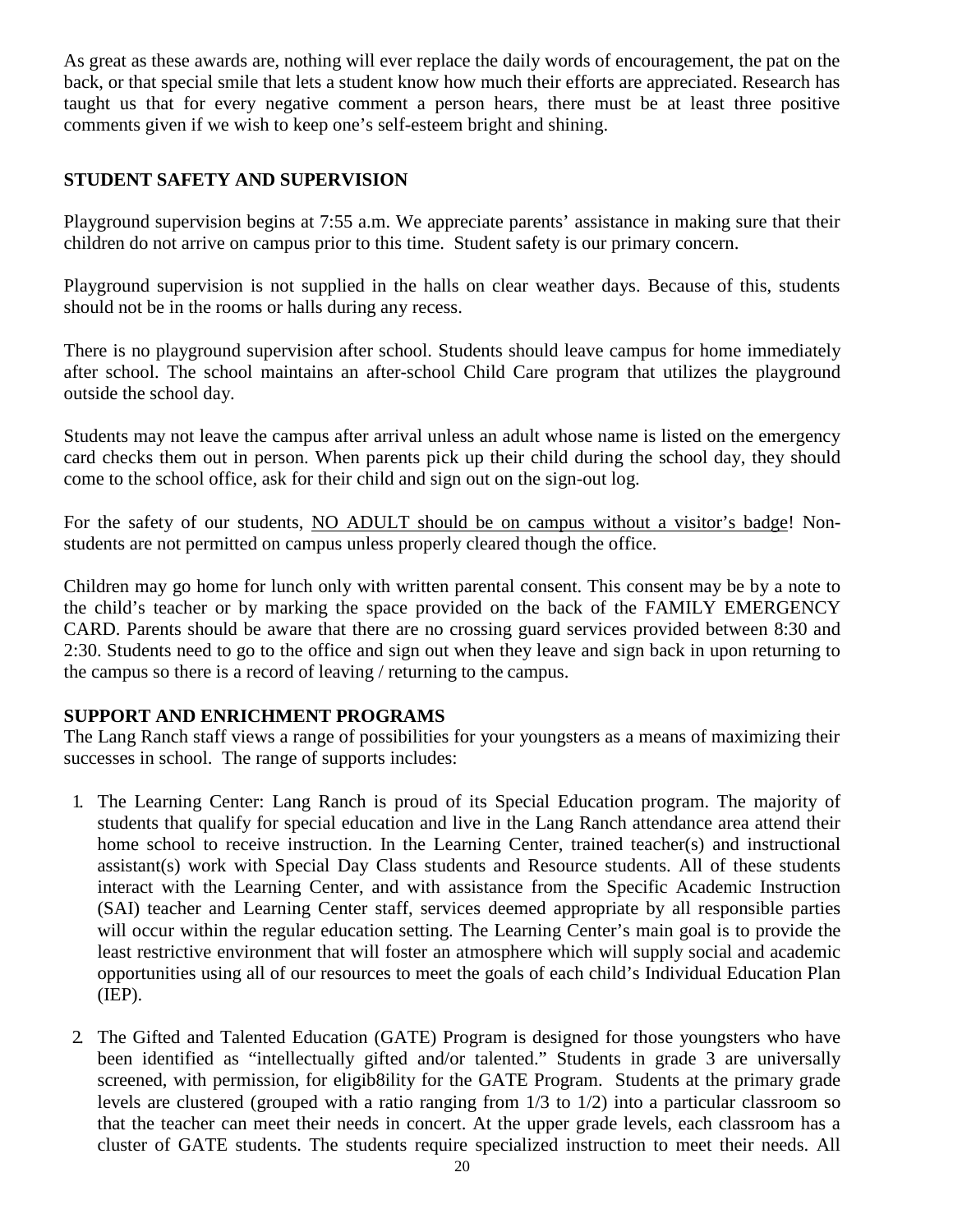As great as these awards are, nothing will ever replace the daily words of encouragement, the pat on the back, or that special smile that lets a student know how much their efforts are appreciated. Research has taught us that for every negative comment a person hears, there must be at least three positive comments given if we wish to keep one's self-esteem bright and shining.

## STUDENT SAFETY AND SUPERVISION

Playground supervision begins at 7:55 a.m. We appreciate parents' assistance in making sure that their children do not arrive on campus prior to this time. Student safety is our primary concern.

Playground supervision is not supplied in the halls on clear weather days. Because of this, students should not be in the rooms or halls during any recess.

There is no playground supervision after school. Students should leave campus for home immediately after school. The school maintains an after-school Child Care program that utilizes the playground outside the school day.

Students may not leave the campus after arrival unless an adult whose name is listed on the emergency card checks them out in person. When parents pick up their child during the school day, they should come to the school office, ask for their child and sign out on the sign-out log.

For the safety of our students, <u>NO ADULT should be on campus without a visitor's badge</u>! Non-students are not permitted on campus unless properly cleared though the office.

Children may go home for lunch only with written parental consent. This consent may be by a note to the child's teacher or by marking the space provided on the back of the FAMILY EMERGENCY CARD. Parents should be aware that there are no crossing guard services provided between 8:30 and 2:30. Students need to go to the office and sign out when they leave and sign back in upon returning to the campus so there is a record of leaving / returning to the campus.

## SUPPORT AND ENRICHMENT PROGRAMS

The Lang Ranch staff views a range of possibilities for your youngsters as a means of maximizing their successes in school. The range of supports includes:

1. The Learning Center: Lang Ranch is proud of its Special Education program. The majority of students that qualify for special education and live in the Lang Ranch attendance area attend their home school to receive instruction. In the Learning Center, trained teacher(s) and instructional assistant(s) work with Special Day Class students and Resource students. All of these students interact with the Learning Center, and with assistance from the Specific Academic Instruction (SAI) teacher and Learning Center staff, services deemed appropriate by all responsible parties will occur within the regular education setting. The Learning Center's main goal is to provide the least restrictive environment that will foster an atmosphere which will supply social and academic opportunities using all of our resources to meet the goals of each child's Individual Education Plan (IEP).

2. The Gifted and Talented Education (GATE) Program is designed for those youngsters who have been identified as "intellectually gifted and/or talented." Students in grade 3 are universally screened, with permission, for eligib8ility for the GATE Program. Students at the primary grade levels are clustered (grouped with a ratio ranging from 1/3 to 1/2) into a particular classroom so that the teacher can meet their needs in concert. At the upper grade levels, each classroom has a cluster of GATE students. The students require specialized instruction to meet their needs. All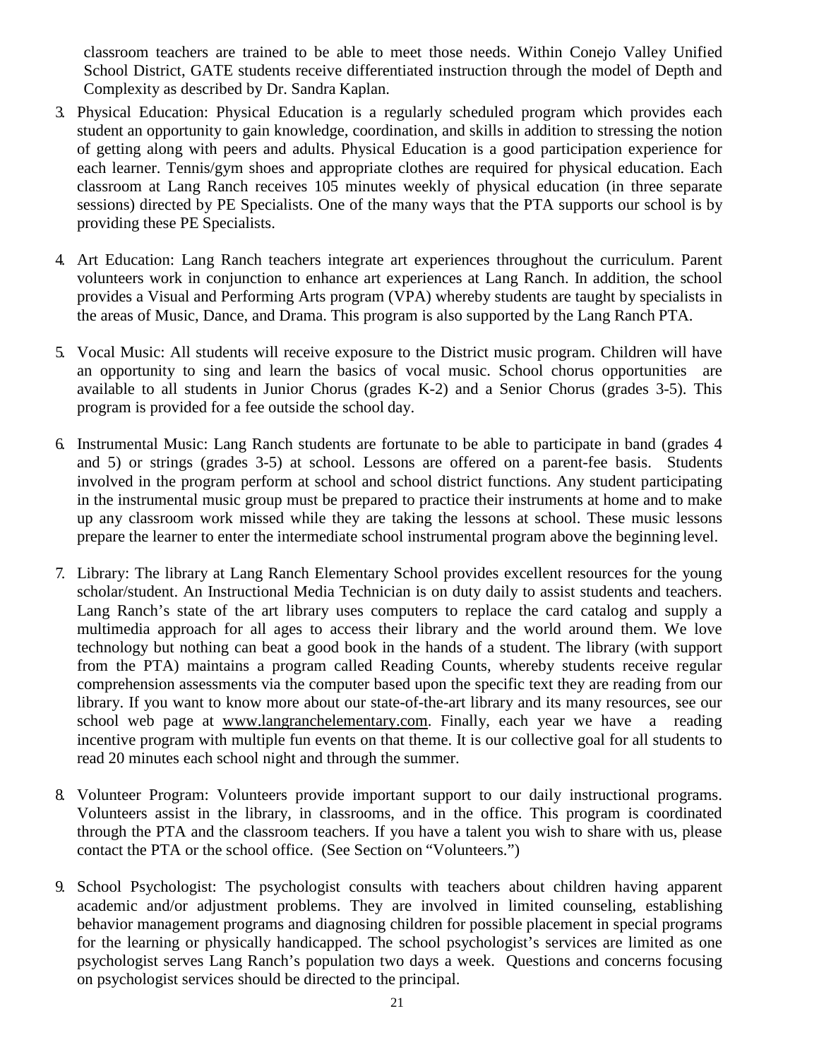classroom teachers are trained to be able to meet those needs. Within Conejo Valley Unified School District, GATE students receive differentiated instruction through the model of Depth and Complexity as described by Dr. Sandra Kaplan.

3. Physical Education: Physical Education is a regularly scheduled program which provides each student an opportunity to gain knowledge, coordination, and skills in addition to stressing the notion of getting along with peers and adults. Physical Education is a good participation experience for each learner. Tennis/gym shoes and appropriate clothes are required for physical education. Each classroom at Lang Ranch receives 105 minutes weekly of physical education (in three separate sessions) directed by PE Specialists. One of the many ways that the PTA supports our school is by providing these PE Specialists.

4. Art Education: Lang Ranch teachers integrate art experiences throughout the curriculum. Parent volunteers work in conjunction to enhance art experiences at Lang Ranch. In addition, the school provides a Visual and Performing Arts program (VPA) whereby students are taught by specialists in the areas of Music, Dance, and Drama. This program is also supported by the Lang Ranch PTA.

5. Vocal Music: All students will receive exposure to the District music program. Children will have an opportunity to sing and learn the basics of vocal music. School chorus opportunities are available to all students in Junior Chorus (grades K-2) and a Senior Chorus (grades 3-5). This program is provided for a fee outside the school day.

6. Instrumental Music: Lang Ranch students are fortunate to be able to participate in band (grades 4 and 5) or strings (grades 3-5) at school. Lessons are offered on a parent-fee basis. Students involved in the program perform at school and school district functions. Any student participating in the instrumental music group must be prepared to practice their instruments at home and to make up any classroom work missed while they are taking the lessons at school. These music lessons prepare the learner to enter the intermediate school instrumental program above the beginning level.

7. Library: The library at Lang Ranch Elementary School provides excellent resources for the young scholar/student. An Instructional Media Technician is on duty daily to assist students and teachers. Lang Ranch's state of the art library uses computers to replace the card catalog and supply a multimedia approach for all ages to access their library and the world around them. We love technology but nothing can beat a good book in the hands of a student. The library (with support from the PTA) maintains a program called Reading Counts, whereby students receive regular comprehension assessments via the computer based upon the specific text they are reading from our library. If you want to know more about our state-of-the-art library and its many resources, see our school web page at www.langranchelementary.com. Finally, each year we have a reading incentive program with multiple fun events on that theme. It is our collective goal for all students to read 20 minutes each school night and through the summer.

8. Volunteer Program: Volunteers provide important support to our daily instructional programs. Volunteers assist in the library, in classrooms, and in the office. This program is coordinated through the PTA and the classroom teachers. If you have a talent you wish to share with us, please contact the PTA or the school office. (See Section on "Volunteers.")

9. School Psychologist: The psychologist consults with teachers about children having apparent academic and/or adjustment problems. They are involved in limited counseling, establishing behavior management programs and diagnosing children for possible placement in special programs for the learning or physically handicapped. The school psychologist's services are limited as one psychologist serves Lang Ranch's population two days a week. Questions and concerns focusing on psychologist services should be directed to the principal.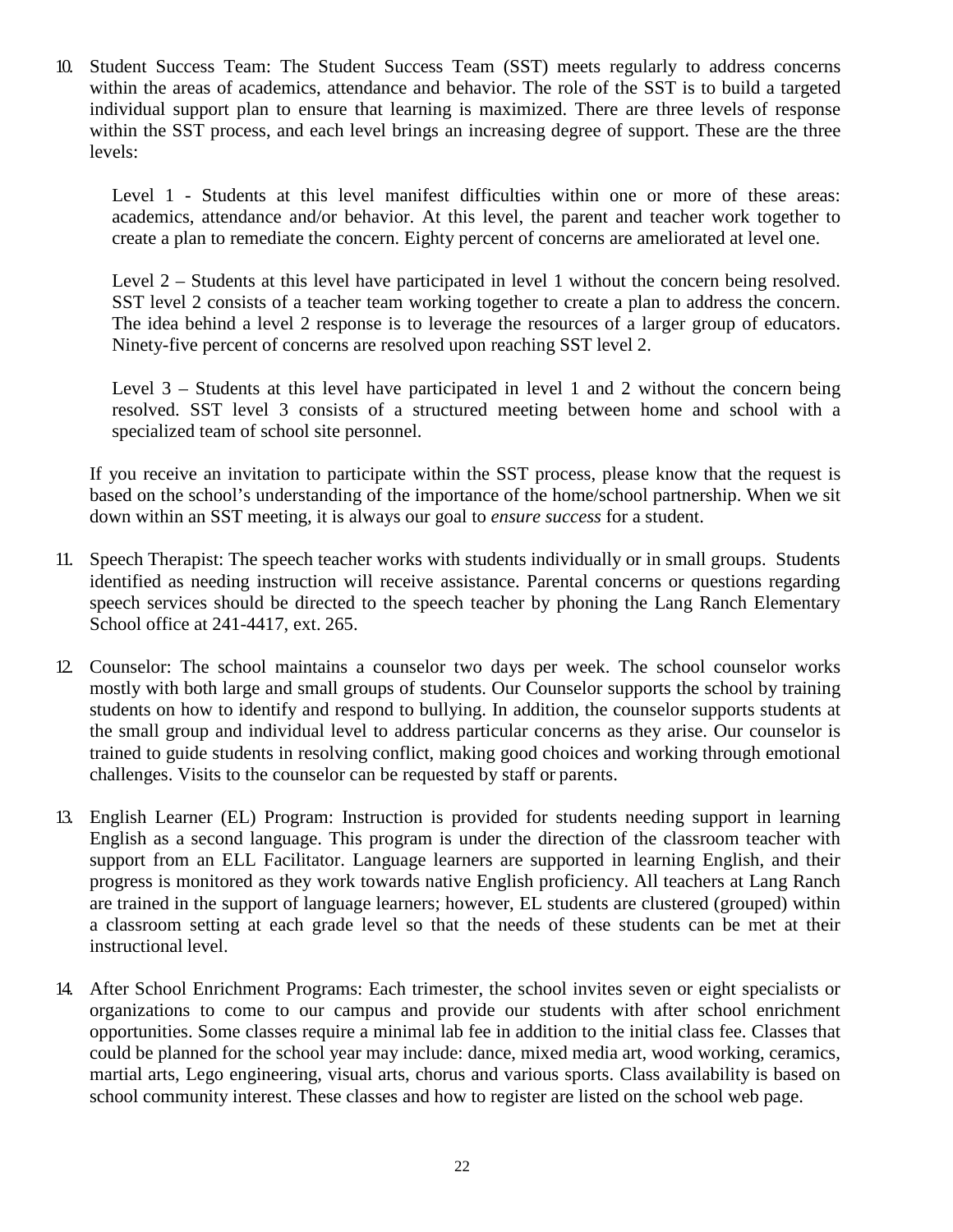10. Student Success Team: The Student Success Team (SST) meets regularly to address concerns within the areas of academics, attendance and behavior. The role of the SST is to build a targeted individual support plan to ensure that learning is maximized. There are three levels of response within the SST process, and each level brings an increasing degree of support. These are the three levels:

    Level 1 - Students at this level manifest difficulties within one or more of these areas: academics, attendance and/or behavior. At this level, the parent and teacher work together to create a plan to remediate the concern. Eighty percent of concerns are ameliorated at level one.

    Level 2 – Students at this level have participated in level 1 without the concern being resolved. SST level 2 consists of a teacher team working together to create a plan to address the concern. The idea behind a level 2 response is to leverage the resources of a larger group of educators. Ninety-five percent of concerns are resolved upon reaching SST level 2.

    Level 3 – Students at this level have participated in level 1 and 2 without the concern being resolved. SST level 3 consists of a structured meeting between home and school with a specialized team of school site personnel.

    If you receive an invitation to participate within the SST process, please know that the request is based on the school's understanding of the importance of the home/school partnership. When we sit down within an SST meeting, it is always our goal to *ensure success* for a student.

11. Speech Therapist: The speech teacher works with students individually or in small groups. Students identified as needing instruction will receive assistance. Parental concerns or questions regarding speech services should be directed to the speech teacher by phoning the Lang Ranch Elementary School office at 241-4417, ext. 265.

12. Counselor: The school maintains a counselor two days per week. The school counselor works mostly with both large and small groups of students. Our Counselor supports the school by training students on how to identify and respond to bullying. In addition, the counselor supports students at the small group and individual level to address particular concerns as they arise. Our counselor is trained to guide students in resolving conflict, making good choices and working through emotional challenges. Visits to the counselor can be requested by staff or parents.

13. English Learner (EL) Program: Instruction is provided for students needing support in learning English as a second language. This program is under the direction of the classroom teacher with support from an ELL Facilitator. Language learners are supported in learning English, and their progress is monitored as they work towards native English proficiency. All teachers at Lang Ranch are trained in the support of language learners; however, EL students are clustered (grouped) within a classroom setting at each grade level so that the needs of these students can be met at their instructional level.

14. After School Enrichment Programs: Each trimester, the school invites seven or eight specialists or organizations to come to our campus and provide our students with after school enrichment opportunities. Some classes require a minimal lab fee in addition to the initial class fee. Classes that could be planned for the school year may include: dance, mixed media art, wood working, ceramics, martial arts, Lego engineering, visual arts, chorus and various sports. Class availability is based on school community interest. These classes and how to register are listed on the school web page.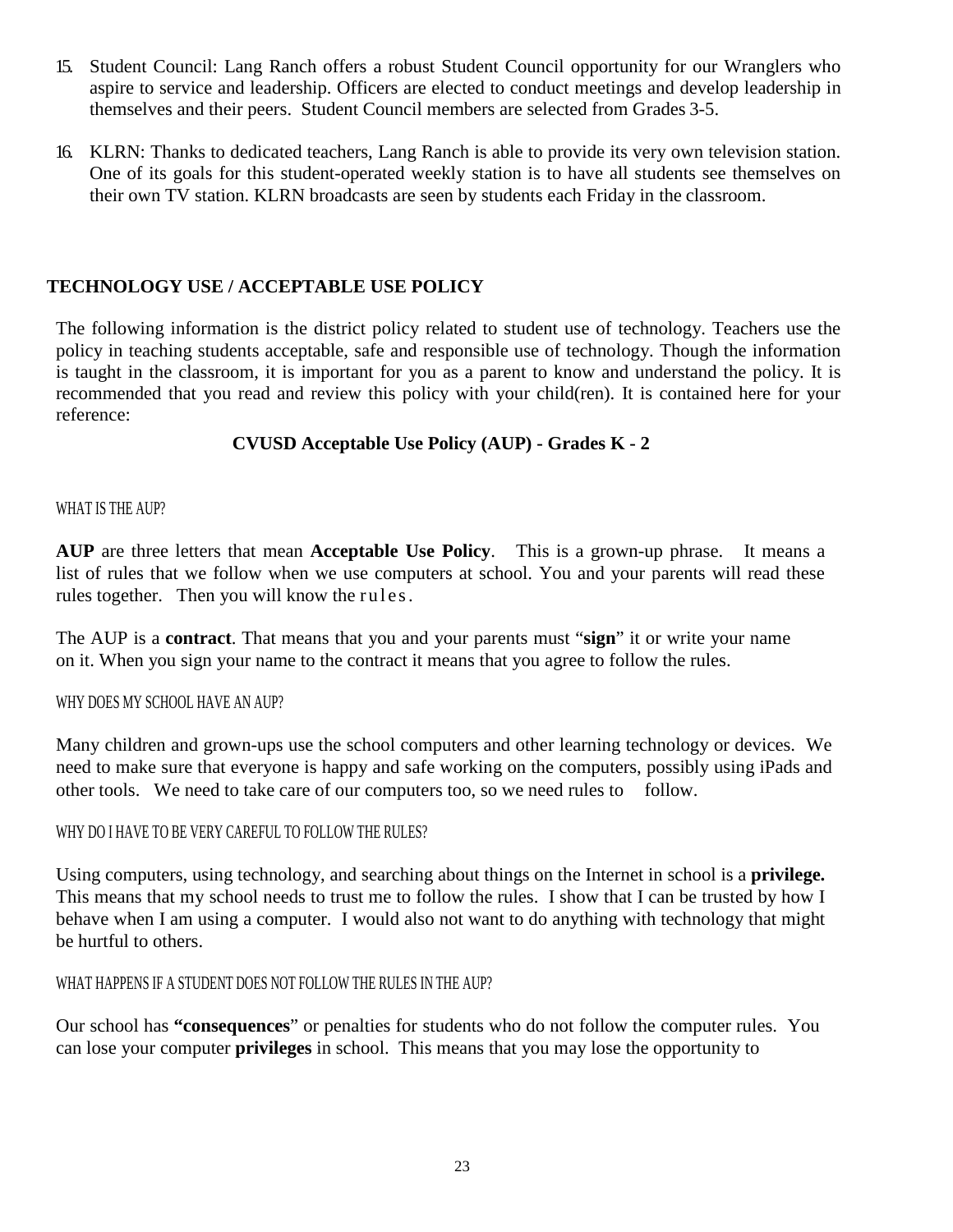15. Student Council: Lang Ranch offers a robust Student Council opportunity for our Wranglers who aspire to service and leadership. Officers are elected to conduct meetings and develop leadership in themselves and their peers. Student Council members are selected from Grades 3-5.

16. KLRN: Thanks to dedicated teachers, Lang Ranch is able to provide its very own television station. One of its goals for this student-operated weekly station is to have all students see themselves on their own TV station. KLRN broadcasts are seen by students each Friday in the classroom.

## TECHNOLOGY USE / ACCEPTABLE USE POLICY

The following information is the district policy related to student use of technology. Teachers use the policy in teaching students acceptable, safe and responsible use of technology. Though the information is taught in the classroom, it is important for you as a parent to know and understand the policy. It is recommended that you read and review this policy with your child(ren). It is contained here for your reference:

### CVUSD Acceptable Use Policy (AUP) - Grades K - 2

#### WHAT IS THE AUP?

**AUP** are three letters that mean **Acceptable Use Policy**. This is a grown-up phrase. It means a list of rules that we follow when we use computers at school. You and your parents will read these rules together. Then you will know the rules.

The AUP is a **contract**. That means that you and your parents must "**sign**" it or write your name on it. When you sign your name to the contract it means that you agree to follow the rules.

#### WHY DOES MY SCHOOL HAVE AN AUP?

Many children and grown-ups use the school computers and other learning technology or devices. We need to make sure that everyone is happy and safe working on the computers, possibly using iPads and other tools. We need to take care of our computers too, so we need rules to follow.

#### WHY DO I HAVE TO BE VERY CAREFUL TO FOLLOW THE RULES?

Using computers, using technology, and searching about things on the Internet in school is a **privilege.** This means that my school needs to trust me to follow the rules. I show that I can be trusted by how I behave when I am using a computer. I would also not want to do anything with technology that might be hurtful to others.

#### WHAT HAPPENS IF A STUDENT DOES NOT FOLLOW THE RULES IN THE AUP?

Our school has **"consequences"** or penalties for students who do not follow the computer rules. You can lose your computer **privileges** in school. This means that you may lose the opportunity to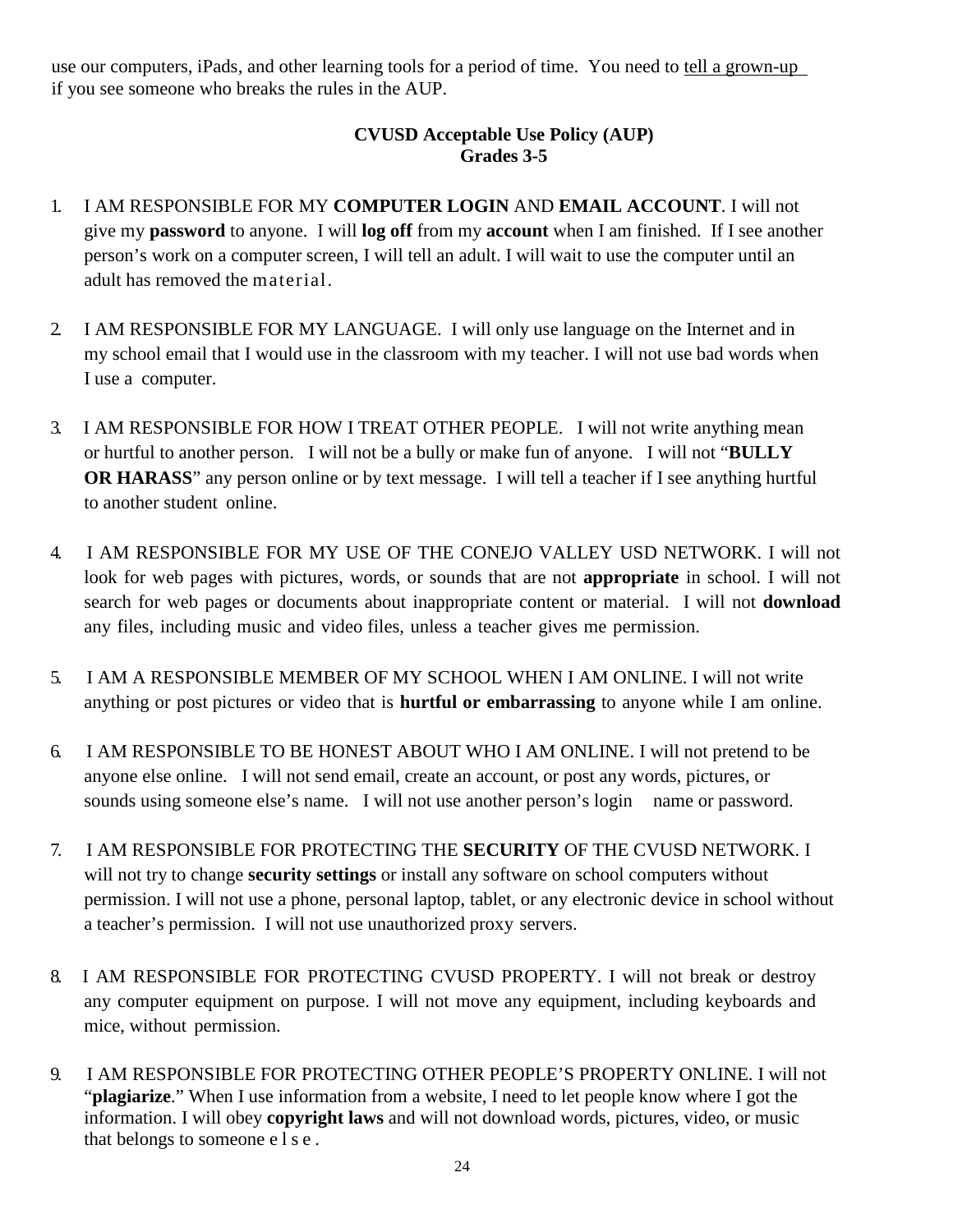use our computers, iPads, and other learning tools for a period of time. You need to tell a grown-up if you see someone who breaks the rules in the AUP.

## CVUSD Acceptable Use Policy (AUP)
## Grades 3-5

1. I AM RESPONSIBLE FOR MY **COMPUTER LOGIN** AND **EMAIL ACCOUNT**. I will not give my **password** to anyone. I will **log off** from my **account** when I am finished. If I see another person's work on a computer screen, I will tell an adult. I will wait to use the computer until an adult has removed the material.

2. I AM RESPONSIBLE FOR MY LANGUAGE. I will only use language on the Internet and in my school email that I would use in the classroom with my teacher. I will not use bad words when I use a computer.

3. I AM RESPONSIBLE FOR HOW I TREAT OTHER PEOPLE. I will not write anything mean or hurtful to another person. I will not be a bully or make fun of anyone. I will not "**BULLY OR HARASS**" any person online or by text message. I will tell a teacher if I see anything hurtful to another student online.

4. I AM RESPONSIBLE FOR MY USE OF THE CONEJO VALLEY USD NETWORK. I will not look for web pages with pictures, words, or sounds that are not **appropriate** in school. I will not search for web pages or documents about inappropriate content or material. I will not **download** any files, including music and video files, unless a teacher gives me permission.

5. I AM A RESPONSIBLE MEMBER OF MY SCHOOL WHEN I AM ONLINE. I will not write anything or post pictures or video that is **hurtful or embarrassing** to anyone while I am online.

6. I AM RESPONSIBLE TO BE HONEST ABOUT WHO I AM ONLINE. I will not pretend to be anyone else online. I will not send email, create an account, or post any words, pictures, or sounds using someone else's name. I will not use another person's login name or password.

7. I AM RESPONSIBLE FOR PROTECTING THE **SECURITY** OF THE CVUSD NETWORK. I will not try to change **security settings** or install any software on school computers without permission. I will not use a phone, personal laptop, tablet, or any electronic device in school without a teacher's permission. I will not use unauthorized proxy servers.

8. I AM RESPONSIBLE FOR PROTECTING CVUSD PROPERTY. I will not break or destroy any computer equipment on purpose. I will not move any equipment, including keyboards and mice, without permission.

9. I AM RESPONSIBLE FOR PROTECTING OTHER PEOPLE'S PROPERTY ONLINE. I will not "**plagiarize**." When I use information from a website, I need to let people know where I got the information. I will obey **copyright laws** and will not download words, pictures, video, or music that belongs to someone else.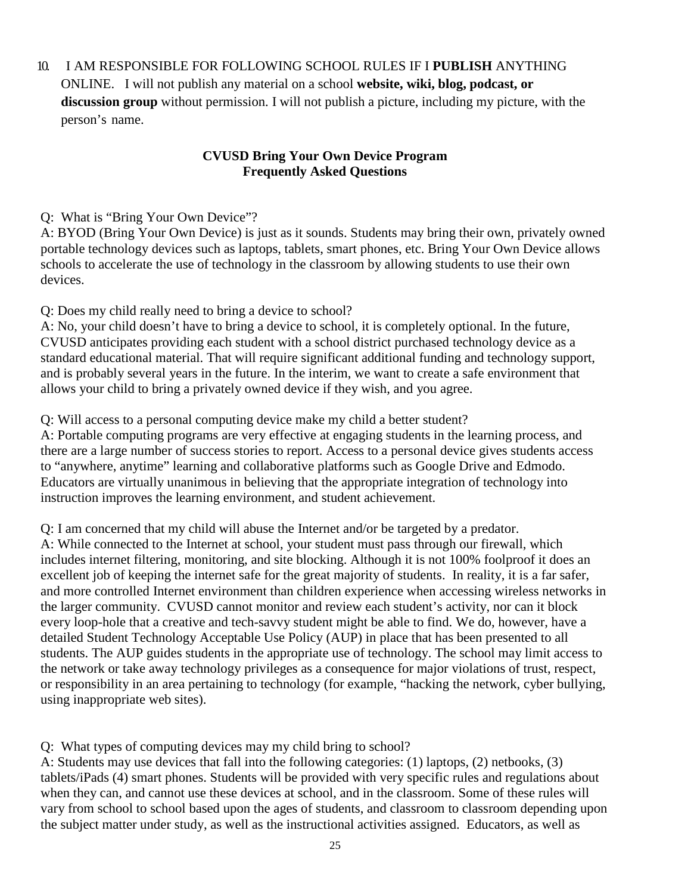10. I AM RESPONSIBLE FOR FOLLOWING SCHOOL RULES IF I **PUBLISH** ANYTHING ONLINE. I will not publish any material on a school **website, wiki, blog, podcast, or discussion group** without permission. I will not publish a picture, including my picture, with the person's name.

## CVUSD Bring Your Own Device Program
## Frequently Asked Questions

Q: What is "Bring Your Own Device"?
A: BYOD (Bring Your Own Device) is just as it sounds. Students may bring their own, privately owned portable technology devices such as laptops, tablets, smart phones, etc. Bring Your Own Device allows schools to accelerate the use of technology in the classroom by allowing students to use their own devices.

Q: Does my child really need to bring a device to school?
A: No, your child doesn't have to bring a device to school, it is completely optional. In the future, CVUSD anticipates providing each student with a school district purchased technology device as a standard educational material. That will require significant additional funding and technology support, and is probably several years in the future. In the interim, we want to create a safe environment that allows your child to bring a privately owned device if they wish, and you agree.

Q: Will access to a personal computing device make my child a better student?
A: Portable computing programs are very effective at engaging students in the learning process, and there are a large number of success stories to report. Access to a personal device gives students access to "anywhere, anytime" learning and collaborative platforms such as Google Drive and Edmodo. Educators are virtually unanimous in believing that the appropriate integration of technology into instruction improves the learning environment, and student achievement.

Q: I am concerned that my child will abuse the Internet and/or be targeted by a predator.
A: While connected to the Internet at school, your student must pass through our firewall, which includes internet filtering, monitoring, and site blocking. Although it is not 100% foolproof it does an excellent job of keeping the internet safe for the great majority of students. In reality, it is a far safer, and more controlled Internet environment than children experience when accessing wireless networks in the larger community. CVUSD cannot monitor and review each student's activity, nor can it block every loop-hole that a creative and tech-savvy student might be able to find. We do, however, have a detailed Student Technology Acceptable Use Policy (AUP) in place that has been presented to all students. The AUP guides students in the appropriate use of technology. The school may limit access to the network or take away technology privileges as a consequence for major violations of trust, respect, or responsibility in an area pertaining to technology (for example, "hacking the network, cyber bullying, using inappropriate web sites).

Q: What types of computing devices may my child bring to school?
A: Students may use devices that fall into the following categories: (1) laptops, (2) netbooks, (3) tablets/iPads (4) smart phones. Students will be provided with very specific rules and regulations about when they can, and cannot use these devices at school, and in the classroom. Some of these rules will vary from school to school based upon the ages of students, and classroom to classroom depending upon the subject matter under study, as well as the instructional activities assigned. Educators, as well as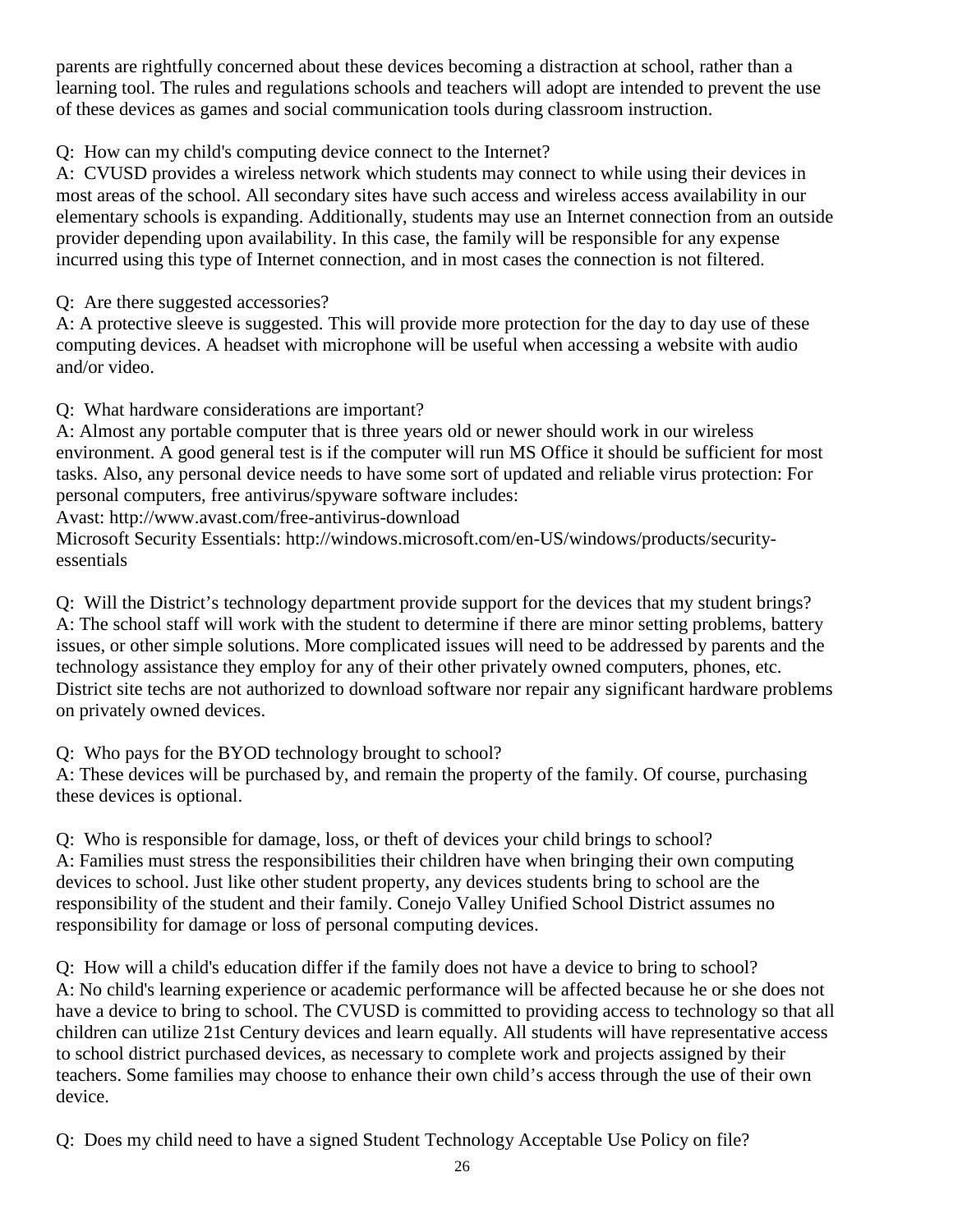parents are rightfully concerned about these devices becoming a distraction at school, rather than a learning tool. The rules and regulations schools and teachers will adopt are intended to prevent the use of these devices as games and social communication tools during classroom instruction.

Q: How can my child's computing device connect to the Internet?
A: CVUSD provides a wireless network which students may connect to while using their devices in most areas of the school. All secondary sites have such access and wireless access availability in our elementary schools is expanding. Additionally, students may use an Internet connection from an outside provider depending upon availability. In this case, the family will be responsible for any expense incurred using this type of Internet connection, and in most cases the connection is not filtered.

Q: Are there suggested accessories?
A: A protective sleeve is suggested. This will provide more protection for the day to day use of these computing devices. A headset with microphone will be useful when accessing a website with audio and/or video.

Q: What hardware considerations are important?
A: Almost any portable computer that is three years old or newer should work in our wireless environment. A good general test is if the computer will run MS Office it should be sufficient for most tasks. Also, any personal device needs to have some sort of updated and reliable virus protection: For personal computers, free antivirus/spyware software includes:
Avast: http://www.avast.com/free-antivirus-download
Microsoft Security Essentials: http://windows.microsoft.com/en-US/windows/products/security-essentials

Q: Will the District's technology department provide support for the devices that my student brings?
A: The school staff will work with the student to determine if there are minor setting problems, battery issues, or other simple solutions. More complicated issues will need to be addressed by parents and the technology assistance they employ for any of their other privately owned computers, phones, etc. District site techs are not authorized to download software nor repair any significant hardware problems on privately owned devices.

Q: Who pays for the BYOD technology brought to school?
A: These devices will be purchased by, and remain the property of the family. Of course, purchasing these devices is optional.

Q: Who is responsible for damage, loss, or theft of devices your child brings to school?
A: Families must stress the responsibilities their children have when bringing their own computing devices to school. Just like other student property, any devices students bring to school are the responsibility of the student and their family. Conejo Valley Unified School District assumes no responsibility for damage or loss of personal computing devices.

Q: How will a child's education differ if the family does not have a device to bring to school?
A: No child's learning experience or academic performance will be affected because he or she does not have a device to bring to school. The CVUSD is committed to providing access to technology so that all children can utilize 21st Century devices and learn equally. All students will have representative access to school district purchased devices, as necessary to complete work and projects assigned by their teachers. Some families may choose to enhance their own child's access through the use of their own device.

Q: Does my child need to have a signed Student Technology Acceptable Use Policy on file?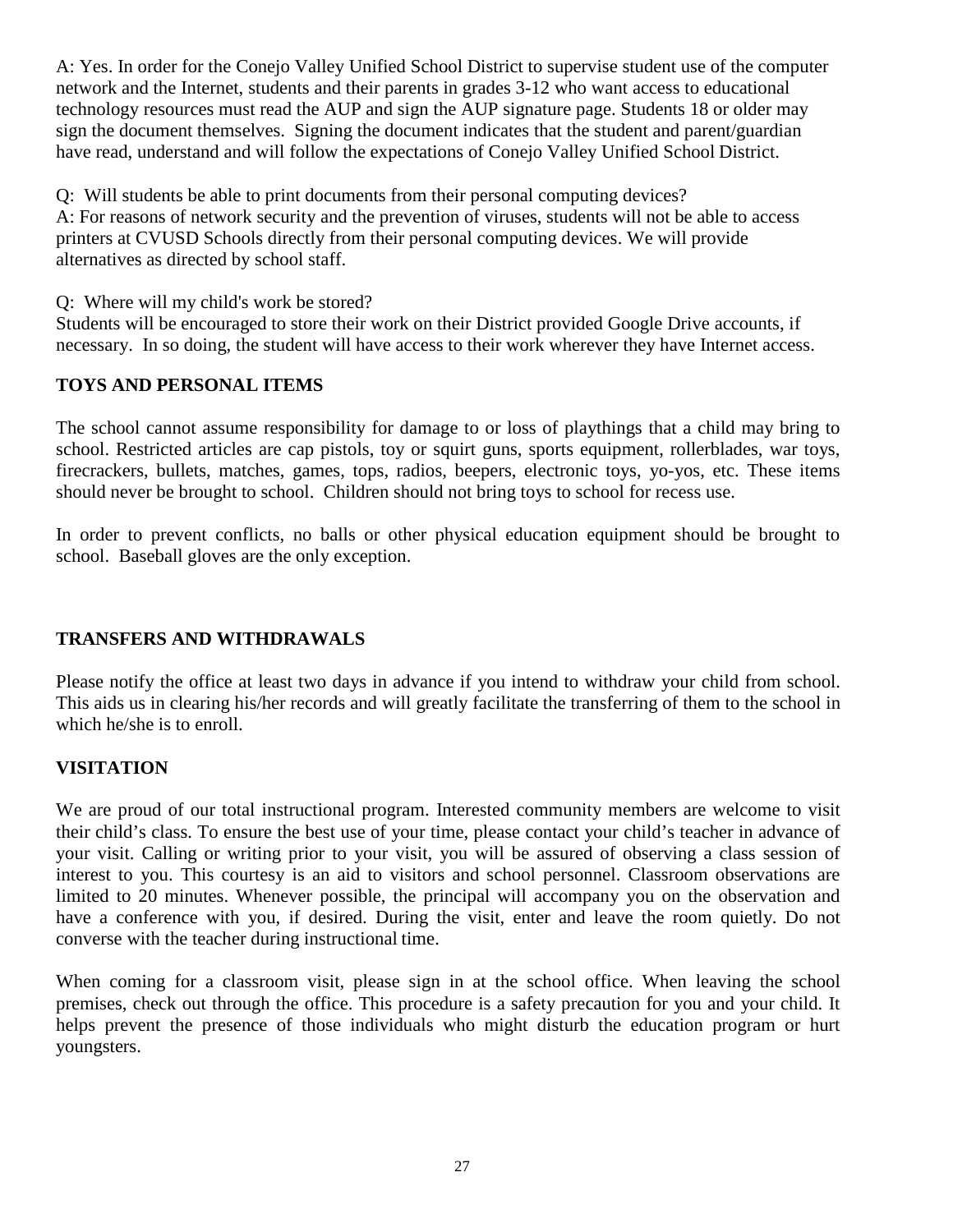A: Yes. In order for the Conejo Valley Unified School District to supervise student use of the computer network and the Internet, students and their parents in grades 3-12 who want access to educational technology resources must read the AUP and sign the AUP signature page. Students 18 or older may sign the document themselves. Signing the document indicates that the student and parent/guardian have read, understand and will follow the expectations of Conejo Valley Unified School District.

Q: Will students be able to print documents from their personal computing devices?
A: For reasons of network security and the prevention of viruses, students will not be able to access printers at CVUSD Schools directly from their personal computing devices. We will provide alternatives as directed by school staff.

Q: Where will my child's work be stored?
Students will be encouraged to store their work on their District provided Google Drive accounts, if necessary. In so doing, the student will have access to their work wherever they have Internet access.

**TOYS AND PERSONAL ITEMS**

The school cannot assume responsibility for damage to or loss of playthings that a child may bring to school. Restricted articles are cap pistols, toy or squirt guns, sports equipment, rollerblades, war toys, firecrackers, bullets, matches, games, tops, radios, beepers, electronic toys, yo-yos, etc. These items should never be brought to school. Children should not bring toys to school for recess use.

In order to prevent conflicts, no balls or other physical education equipment should be brought to school. Baseball gloves are the only exception.

**TRANSFERS AND WITHDRAWALS**

Please notify the office at least two days in advance if you intend to withdraw your child from school. This aids us in clearing his/her records and will greatly facilitate the transferring of them to the school in which he/she is to enroll.

**VISITATION**

We are proud of our total instructional program. Interested community members are welcome to visit their child's class. To ensure the best use of your time, please contact your child's teacher in advance of your visit. Calling or writing prior to your visit, you will be assured of observing a class session of interest to you. This courtesy is an aid to visitors and school personnel. Classroom observations are limited to 20 minutes. Whenever possible, the principal will accompany you on the observation and have a conference with you, if desired. During the visit, enter and leave the room quietly. Do not converse with the teacher during instructional time.

When coming for a classroom visit, please sign in at the school office. When leaving the school premises, check out through the office. This procedure is a safety precaution for you and your child. It helps prevent the presence of those individuals who might disturb the education program or hurt youngsters.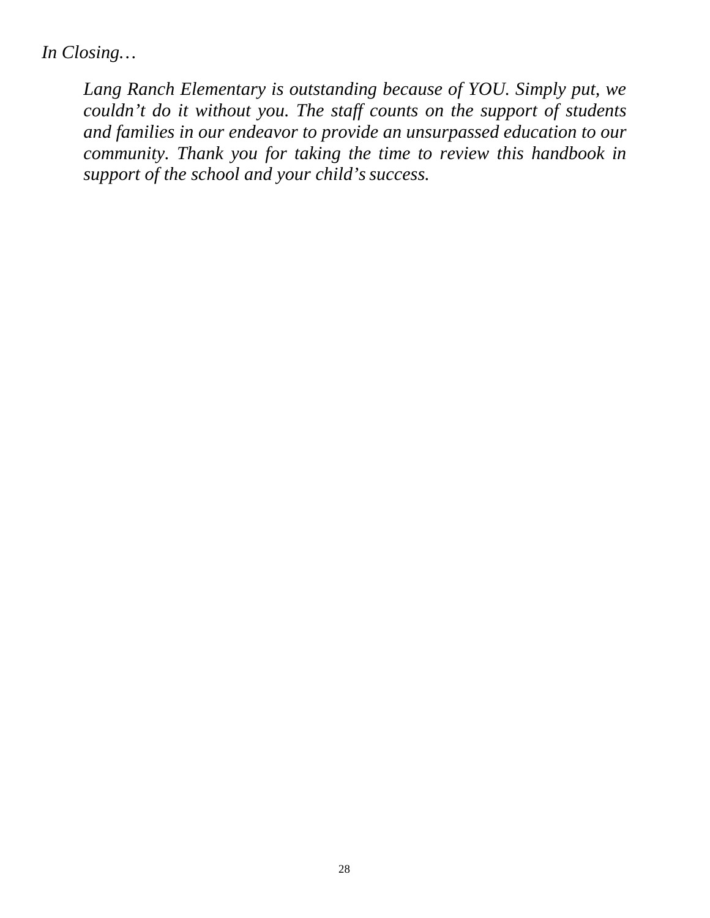*In Closing…*

*Lang Ranch Elementary is outstanding because of YOU. Simply put, we couldn't do it without you. The staff counts on the support of students and families in our endeavor to provide an unsurpassed education to our community. Thank you for taking the time to review this handbook in support of the school and your child's success.*